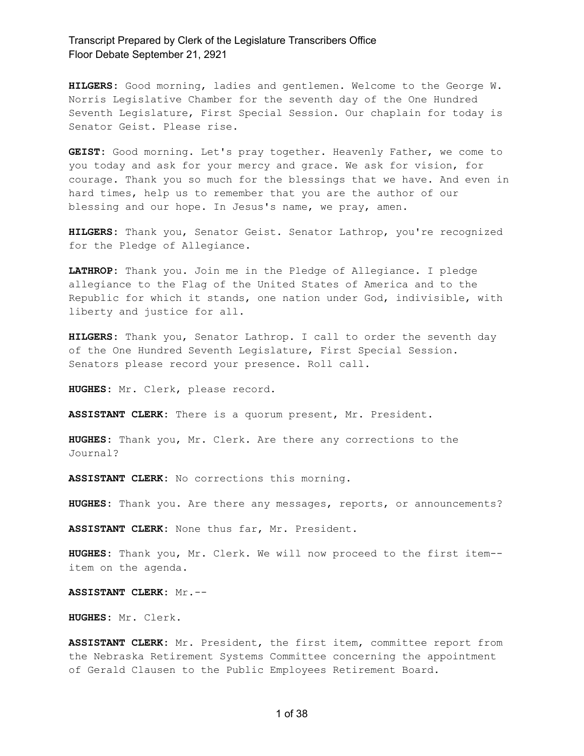**HILGERS:** Good morning, ladies and gentlemen. Welcome to the George W. Norris Legislative Chamber for the seventh day of the One Hundred Seventh Legislature, First Special Session. Our chaplain for today is Senator Geist. Please rise.

**GEIST:** Good morning. Let's pray together. Heavenly Father, we come to you today and ask for your mercy and grace. We ask for vision, for courage. Thank you so much for the blessings that we have. And even in hard times, help us to remember that you are the author of our blessing and our hope. In Jesus's name, we pray, amen.

**HILGERS:** Thank you, Senator Geist. Senator Lathrop, you're recognized for the Pledge of Allegiance.

**LATHROP:** Thank you. Join me in the Pledge of Allegiance. I pledge allegiance to the Flag of the United States of America and to the Republic for which it stands, one nation under God, indivisible, with liberty and justice for all.

**HILGERS:** Thank you, Senator Lathrop. I call to order the seventh day of the One Hundred Seventh Legislature, First Special Session. Senators please record your presence. Roll call.

**HUGHES:** Mr. Clerk, please record.

**ASSISTANT CLERK:** There is a quorum present, Mr. President.

**HUGHES:** Thank you, Mr. Clerk. Are there any corrections to the Journal?

**ASSISTANT CLERK:** No corrections this morning.

**HUGHES:** Thank you. Are there any messages, reports, or announcements?

**ASSISTANT CLERK:** None thus far, Mr. President.

**HUGHES:** Thank you, Mr. Clerk. We will now proceed to the first item-- item on the agenda.

**ASSISTANT CLERK:** Mr.--

**HUGHES:** Mr. Clerk.

**ASSISTANT CLERK:** Mr. President, the first item, committee report from the Nebraska Retirement Systems Committee concerning the appointment of Gerald Clausen to the Public Employees Retirement Board.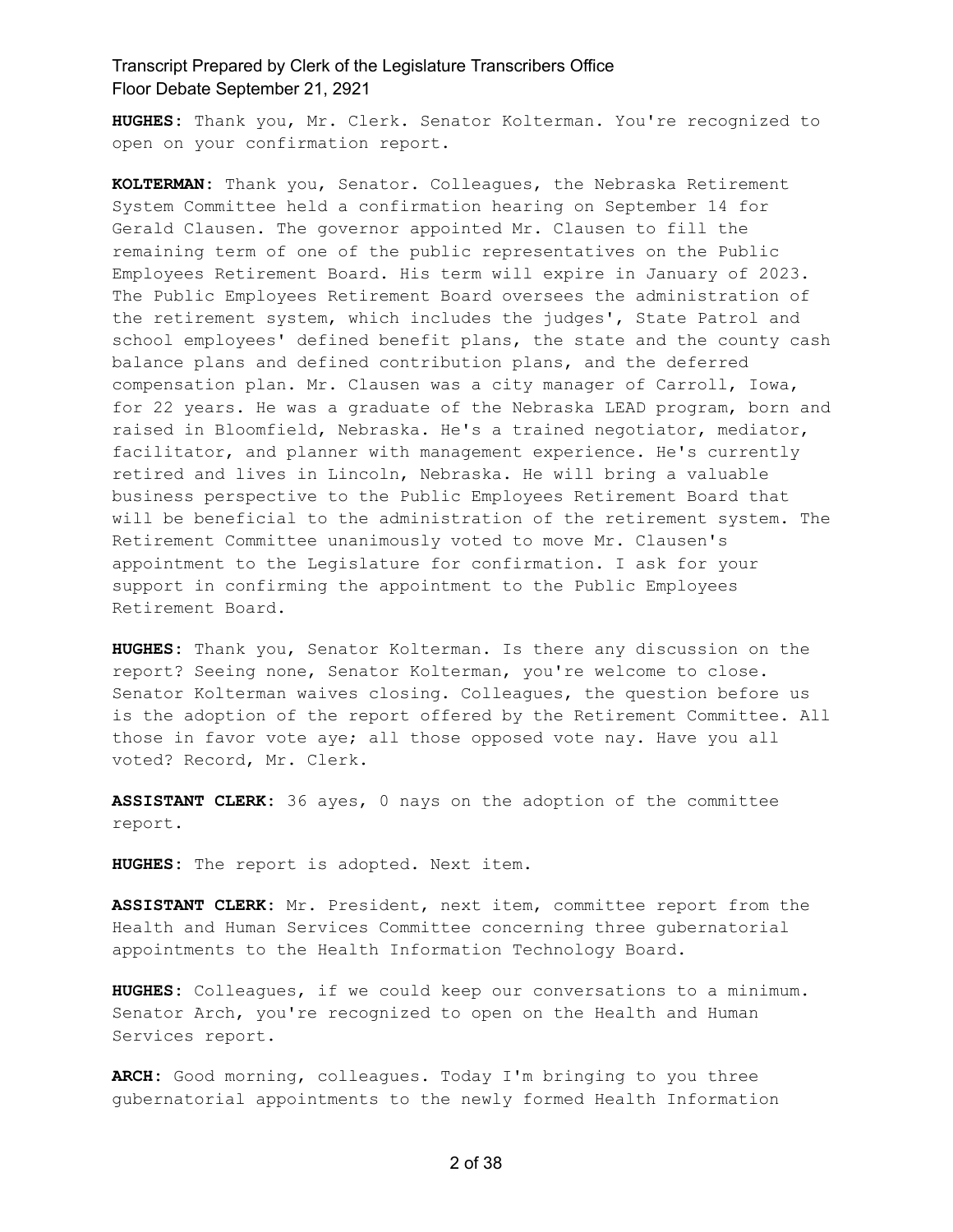**HUGHES:** Thank you, Mr. Clerk. Senator Kolterman. You're recognized to open on your confirmation report.

**KOLTERMAN:** Thank you, Senator. Colleagues, the Nebraska Retirement System Committee held a confirmation hearing on September 14 for Gerald Clausen. The governor appointed Mr. Clausen to fill the remaining term of one of the public representatives on the Public Employees Retirement Board. His term will expire in January of 2023. The Public Employees Retirement Board oversees the administration of the retirement system, which includes the judges', State Patrol and school employees' defined benefit plans, the state and the county cash balance plans and defined contribution plans, and the deferred compensation plan. Mr. Clausen was a city manager of Carroll, Iowa, for 22 years. He was a graduate of the Nebraska LEAD program, born and raised in Bloomfield, Nebraska. He's a trained negotiator, mediator, facilitator, and planner with management experience. He's currently retired and lives in Lincoln, Nebraska. He will bring a valuable business perspective to the Public Employees Retirement Board that will be beneficial to the administration of the retirement system. The Retirement Committee unanimously voted to move Mr. Clausen's appointment to the Legislature for confirmation. I ask for your support in confirming the appointment to the Public Employees Retirement Board.

**HUGHES:** Thank you, Senator Kolterman. Is there any discussion on the report? Seeing none, Senator Kolterman, you're welcome to close. Senator Kolterman waives closing. Colleagues, the question before us is the adoption of the report offered by the Retirement Committee. All those in favor vote aye; all those opposed vote nay. Have you all voted? Record, Mr. Clerk.

**ASSISTANT CLERK:** 36 ayes, 0 nays on the adoption of the committee report.

**HUGHES:** The report is adopted. Next item.

**ASSISTANT CLERK:** Mr. President, next item, committee report from the Health and Human Services Committee concerning three gubernatorial appointments to the Health Information Technology Board.

**HUGHES:** Colleagues, if we could keep our conversations to a minimum. Senator Arch, you're recognized to open on the Health and Human Services report.

**ARCH:** Good morning, colleagues. Today I'm bringing to you three gubernatorial appointments to the newly formed Health Information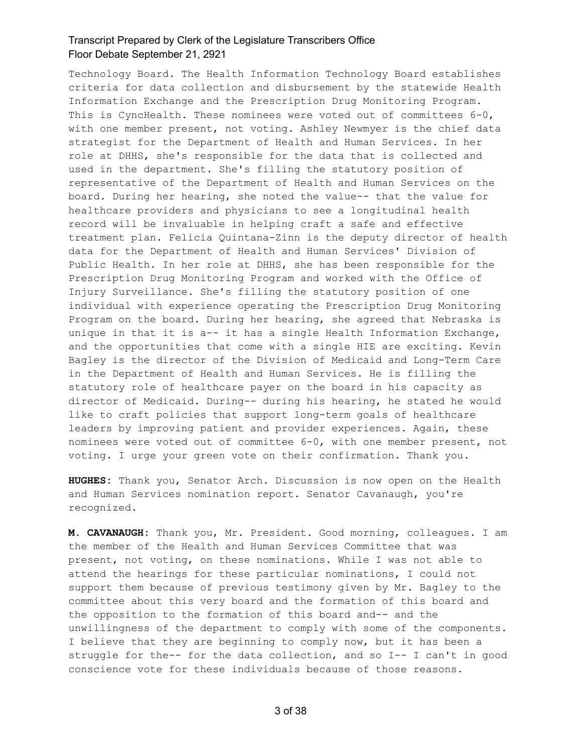Technology Board. The Health Information Technology Board establishes criteria for data collection and disbursement by the statewide Health Information Exchange and the Prescription Drug Monitoring Program. This is CyncHealth. These nominees were voted out of committees 6-0, with one member present, not voting. Ashley Newmyer is the chief data strategist for the Department of Health and Human Services. In her role at DHHS, she's responsible for the data that is collected and used in the department. She's filling the statutory position of representative of the Department of Health and Human Services on the board. During her hearing, she noted the value-- that the value for healthcare providers and physicians to see a longitudinal health record will be invaluable in helping craft a safe and effective treatment plan. Felicia Quintana-Zinn is the deputy director of health data for the Department of Health and Human Services' Division of Public Health. In her role at DHHS, she has been responsible for the Prescription Drug Monitoring Program and worked with the Office of Injury Surveillance. She's filling the statutory position of one individual with experience operating the Prescription Drug Monitoring Program on the board. During her hearing, she agreed that Nebraska is unique in that it is a-- it has a single Health Information Exchange, and the opportunities that come with a single HIE are exciting. Kevin Bagley is the director of the Division of Medicaid and Long-Term Care in the Department of Health and Human Services. He is filling the statutory role of healthcare payer on the board in his capacity as director of Medicaid. During-- during his hearing, he stated he would like to craft policies that support long-term goals of healthcare leaders by improving patient and provider experiences. Again, these nominees were voted out of committee 6-0, with one member present, not voting. I urge your green vote on their confirmation. Thank you.

**HUGHES:** Thank you, Senator Arch. Discussion is now open on the Health and Human Services nomination report. Senator Cavanaugh, you're recognized.

**M. CAVANAUGH:** Thank you, Mr. President. Good morning, colleagues. I am the member of the Health and Human Services Committee that was present, not voting, on these nominations. While I was not able to attend the hearings for these particular nominations, I could not support them because of previous testimony given by Mr. Bagley to the committee about this very board and the formation of this board and the opposition to the formation of this board and-- and the unwillingness of the department to comply with some of the components. I believe that they are beginning to comply now, but it has been a struggle for the-- for the data collection, and so I-- I can't in good conscience vote for these individuals because of those reasons.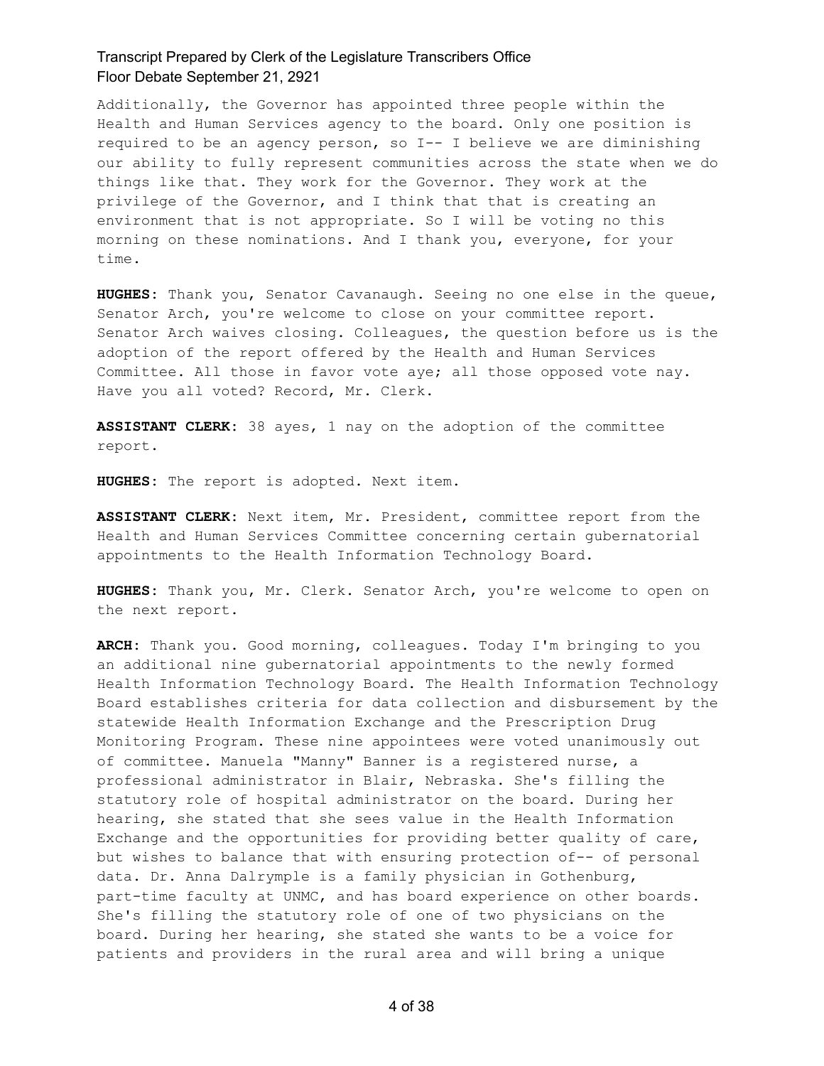Additionally, the Governor has appointed three people within the Health and Human Services agency to the board. Only one position is required to be an agency person, so I-- I believe we are diminishing our ability to fully represent communities across the state when we do things like that. They work for the Governor. They work at the privilege of the Governor, and I think that that is creating an environment that is not appropriate. So I will be voting no this morning on these nominations. And I thank you, everyone, for your time.

**HUGHES**: Thank you, Senator Cavanaugh. Seeing no one else in the queue, Senator Arch, you're welcome to close on your committee report. Senator Arch waives closing. Colleagues, the question before us is the adoption of the report offered by the Health and Human Services Committee. All those in favor vote aye; all those opposed vote nay. Have you all voted? Record, Mr. Clerk.

**ASSISTANT CLERK**: 38 ayes, 1 nay on the adoption of the committee report.

**HUGHES**: The report is adopted. Next item.

**ASSISTANT CLERK**: Next item, Mr. President, committee report from the Health and Human Services Committee concerning certain gubernatorial appointments to the Health Information Technology Board.

**HUGHES**: Thank you, Mr. Clerk. Senator Arch, you're welcome to open on the next report.

**ARCH**: Thank you. Good morning, colleagues. Today I'm bringing to you an additional nine gubernatorial appointments to the newly formed Health Information Technology Board. The Health Information Technology Board establishes criteria for data collection and disbursement by the statewide Health Information Exchange and the Prescription Drug Monitoring Program. These nine appointees were voted unanimously out of committee. Manuela "Manny" Banner is a registered nurse, a professional administrator in Blair, Nebraska. She's filling the statutory role of hospital administrator on the board. During her hearing, she stated that she sees value in the Health Information Exchange and the opportunities for providing better quality of care, but wishes to balance that with ensuring protection of-- of personal data. Dr. Anna Dalrymple is a family physician in Gothenburg, part-time faculty at UNMC, and has board experience on other boards. She's filling the statutory role of one of two physicians on the board. During her hearing, she stated she wants to be a voice for patients and providers in the rural area and will bring a unique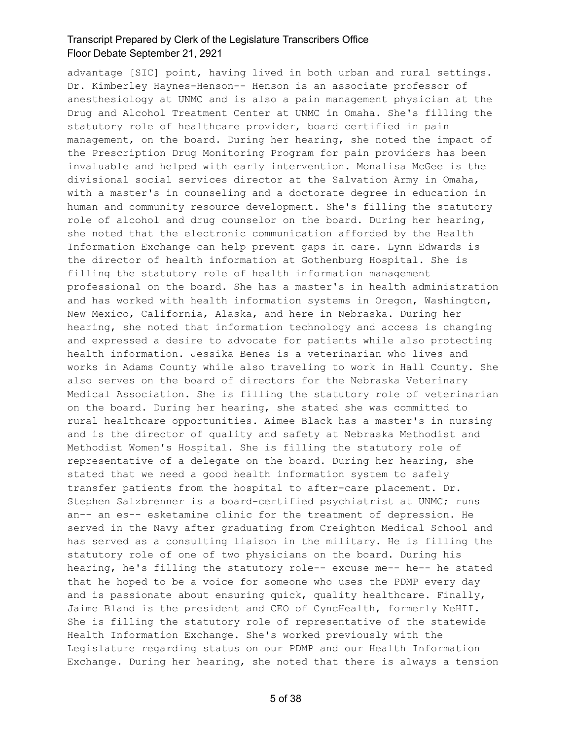advantage [SIC] point, having lived in both urban and rural settings. Dr. Kimberley Haynes-Henson-- Henson is an associate professor of anesthesiology at UNMC and is also a pain management physician at the Drug and Alcohol Treatment Center at UNMC in Omaha. She's filling the statutory role of healthcare provider, board certified in pain management, on the board. During her hearing, she noted the impact of the Prescription Drug Monitoring Program for pain providers has been invaluable and helped with early intervention. Monalisa McGee is the divisional social services director at the Salvation Army in Omaha, with a master's in counseling and a doctorate degree in education in human and community resource development. She's filling the statutory role of alcohol and drug counselor on the board. During her hearing, she noted that the electronic communication afforded by the Health Information Exchange can help prevent gaps in care. Lynn Edwards is the director of health information at Gothenburg Hospital. She is filling the statutory role of health information management professional on the board. She has a master's in health administration and has worked with health information systems in Oregon, Washington, New Mexico, California, Alaska, and here in Nebraska. During her hearing, she noted that information technology and access is changing and expressed a desire to advocate for patients while also protecting health information. Jessika Benes is a veterinarian who lives and works in Adams County while also traveling to work in Hall County. She also serves on the board of directors for the Nebraska Veterinary Medical Association. She is filling the statutory role of veterinarian on the board. During her hearing, she stated she was committed to rural healthcare opportunities. Aimee Black has a master's in nursing and is the director of quality and safety at Nebraska Methodist and Methodist Women's Hospital. She is filling the statutory role of representative of a delegate on the board. During her hearing, she stated that we need a good health information system to safely transfer patients from the hospital to after-care placement. Dr. Stephen Salzbrenner is a board-certified psychiatrist at UNMC; runs an-- an es-- esketamine clinic for the treatment of depression. He served in the Navy after graduating from Creighton Medical School and has served as a consulting liaison in the military. He is filling the statutory role of one of two physicians on the board. During his hearing, he's filling the statutory role-- excuse me-- he-- he stated that he hoped to be a voice for someone who uses the PDMP every day and is passionate about ensuring quick, quality healthcare. Finally, Jaime Bland is the president and CEO of CyncHealth, formerly NeHII. She is filling the statutory role of representative of the statewide Health Information Exchange. She's worked previously with the Legislature regarding status on our PDMP and our Health Information Exchange. During her hearing, she noted that there is always a tension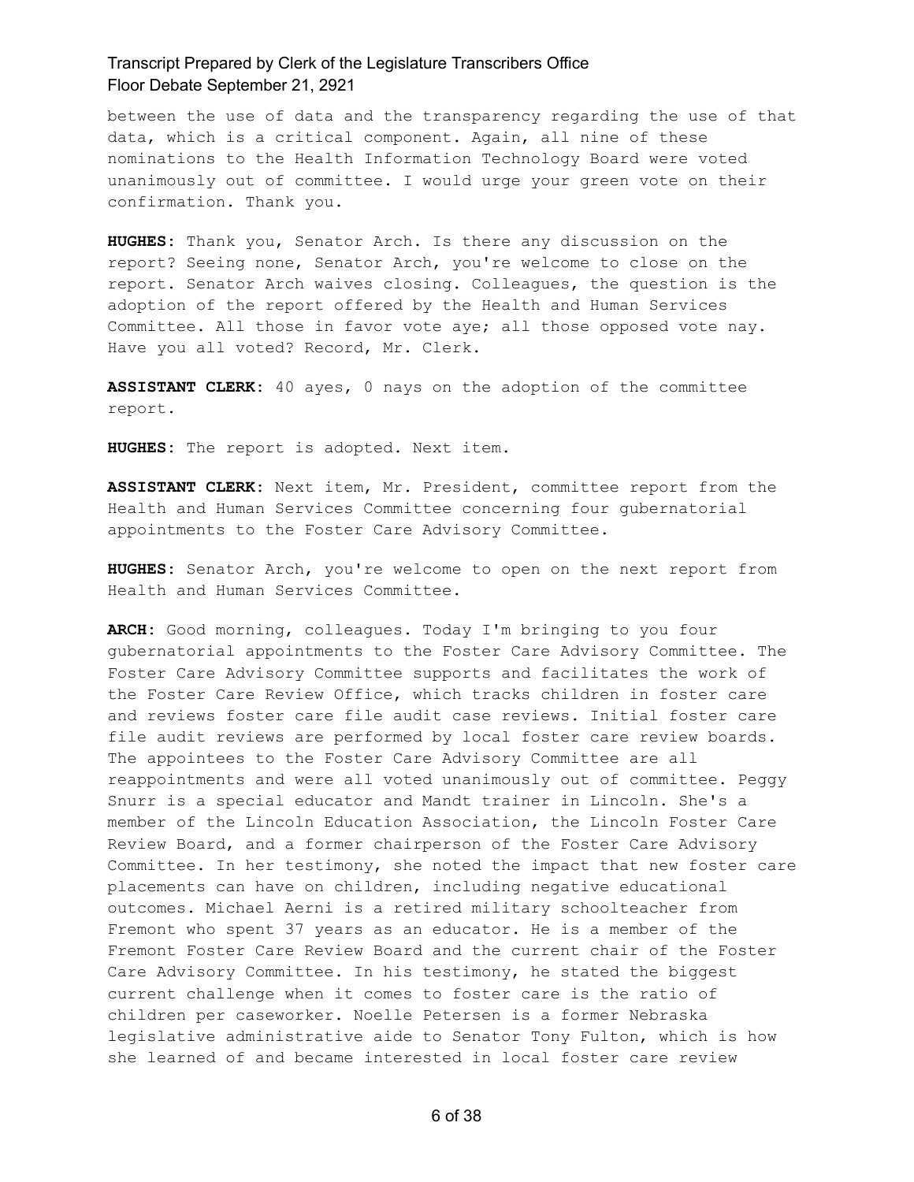between the use of data and the transparency regarding the use of that data, which is a critical component. Again, all nine of these nominations to the Health Information Technology Board were voted unanimously out of committee. I would urge your green vote on their confirmation. Thank you.

**HUGHES:** Thank you, Senator Arch. Is there any discussion on the report? Seeing none, Senator Arch, you're welcome to close on the report. Senator Arch waives closing. Colleagues, the question is the adoption of the report offered by the Health and Human Services Committee. All those in favor vote aye; all those opposed vote nay. Have you all voted? Record, Mr. Clerk.

**ASSISTANT CLERK:** 40 ayes, 0 nays on the adoption of the committee report.

**HUGHES:** The report is adopted. Next item.

**ASSISTANT CLERK:** Next item, Mr. President, committee report from the Health and Human Services Committee concerning four gubernatorial appointments to the Foster Care Advisory Committee.

**HUGHES:** Senator Arch, you're welcome to open on the next report from Health and Human Services Committee.

**ARCH:** Good morning, colleagues. Today I'm bringing to you four gubernatorial appointments to the Foster Care Advisory Committee. The Foster Care Advisory Committee supports and facilitates the work of the Foster Care Review Office, which tracks children in foster care and reviews foster care file audit case reviews. Initial foster care file audit reviews are performed by local foster care review boards. The appointees to the Foster Care Advisory Committee are all reappointments and were all voted unanimously out of committee. Peggy Snurr is a special educator and Mandt trainer in Lincoln. She's a member of the Lincoln Education Association, the Lincoln Foster Care Review Board, and a former chairperson of the Foster Care Advisory Committee. In her testimony, she noted the impact that new foster care placements can have on children, including negative educational outcomes. Michael Aerni is a retired military schoolteacher from Fremont who spent 37 years as an educator. He is a member of the Fremont Foster Care Review Board and the current chair of the Foster Care Advisory Committee. In his testimony, he stated the biggest current challenge when it comes to foster care is the ratio of children per caseworker. Noelle Petersen is a former Nebraska legislative administrative aide to Senator Tony Fulton, which is how she learned of and became interested in local foster care review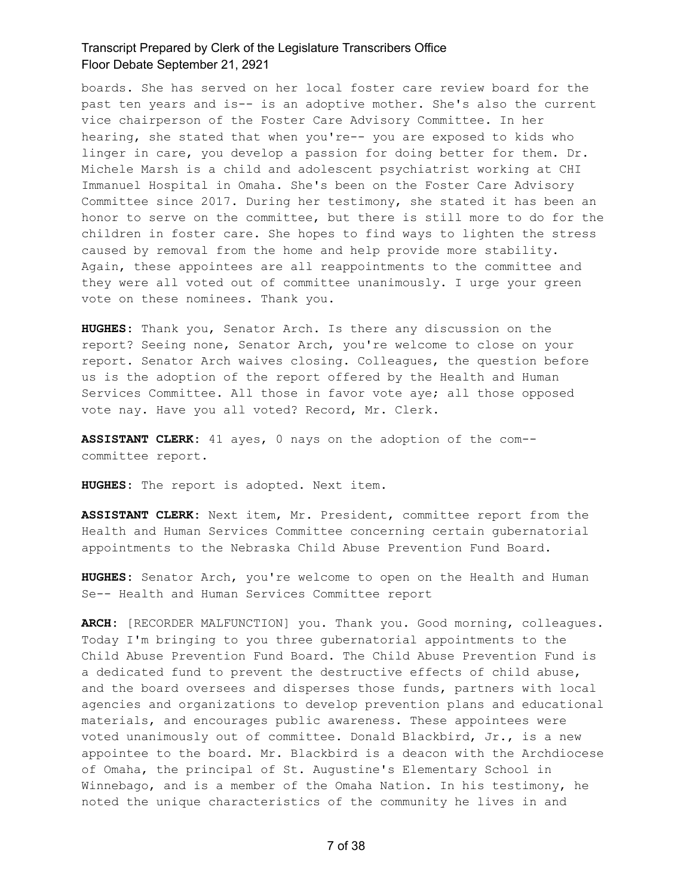boards. She has served on her local foster care review board for the past ten years and is-- is an adoptive mother. She's also the current vice chairperson of the Foster Care Advisory Committee. In her hearing, she stated that when you're-- you are exposed to kids who linger in care, you develop a passion for doing better for them. Dr. Michele Marsh is a child and adolescent psychiatrist working at CHI Immanuel Hospital in Omaha. She's been on the Foster Care Advisory Committee since 2017. During her testimony, she stated it has been an honor to serve on the committee, but there is still more to do for the children in foster care. She hopes to find ways to lighten the stress caused by removal from the home and help provide more stability. Again, these appointees are all reappointments to the committee and they were all voted out of committee unanimously. I urge your green vote on these nominees. Thank you.

**HUGHES:** Thank you, Senator Arch. Is there any discussion on the report? Seeing none, Senator Arch, you're welcome to close on your report. Senator Arch waives closing. Colleagues, the question before us is the adoption of the report offered by the Health and Human Services Committee. All those in favor vote aye; all those opposed vote nay. Have you all voted? Record, Mr. Clerk.

**ASSISTANT CLERK:** 41 ayes, 0 nays on the adoption of the com-- committee report.

**HUGHES:** The report is adopted. Next item.

**ASSISTANT CLERK:** Next item, Mr. President, committee report from the Health and Human Services Committee concerning certain gubernatorial appointments to the Nebraska Child Abuse Prevention Fund Board.

**HUGHES:** Senator Arch, you're welcome to open on the Health and Human Se-- Health and Human Services Committee report

**ARCH:** [RECORDER MALFUNCTION] you. Thank you. Good morning, colleagues. Today I'm bringing to you three gubernatorial appointments to the Child Abuse Prevention Fund Board. The Child Abuse Prevention Fund is a dedicated fund to prevent the destructive effects of child abuse, and the board oversees and disperses those funds, partners with local agencies and organizations to develop prevention plans and educational materials, and encourages public awareness. These appointees were voted unanimously out of committee. Donald Blackbird, Jr., is a new appointee to the board. Mr. Blackbird is a deacon with the Archdiocese of Omaha, the principal of St. Augustine's Elementary School in Winnebago, and is a member of the Omaha Nation. In his testimony, he noted the unique characteristics of the community he lives in and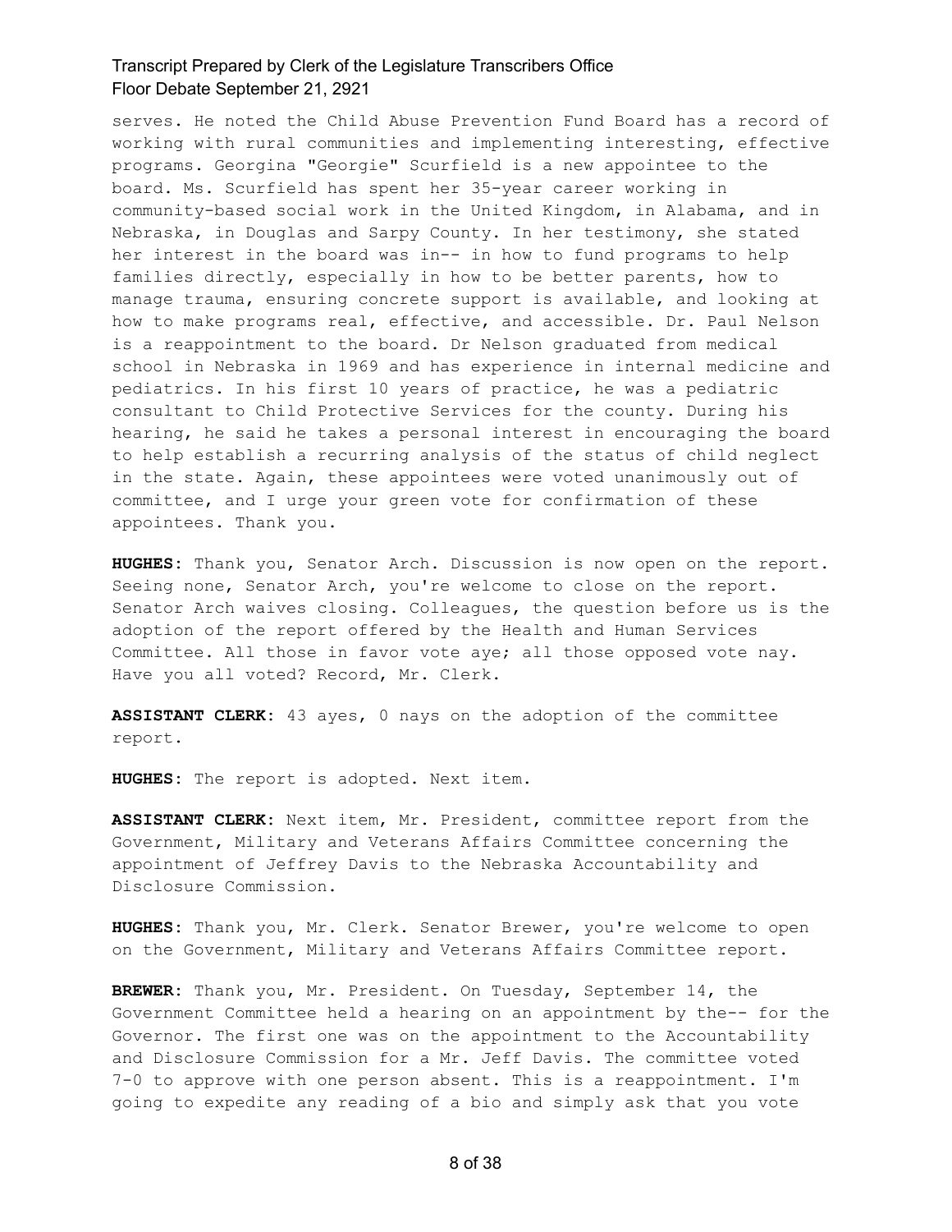serves. He noted the Child Abuse Prevention Fund Board has a record of working with rural communities and implementing interesting, effective programs. Georgina "Georgie" Scurfield is a new appointee to the board. Ms. Scurfield has spent her 35-year career working in community-based social work in the United Kingdom, in Alabama, and in Nebraska, in Douglas and Sarpy County. In her testimony, she stated her interest in the board was in-- in how to fund programs to help families directly, especially in how to be better parents, how to manage trauma, ensuring concrete support is available, and looking at how to make programs real, effective, and accessible. Dr. Paul Nelson is a reappointment to the board. Dr Nelson graduated from medical school in Nebraska in 1969 and has experience in internal medicine and pediatrics. In his first 10 years of practice, he was a pediatric consultant to Child Protective Services for the county. During his hearing, he said he takes a personal interest in encouraging the board to help establish a recurring analysis of the status of child neglect in the state. Again, these appointees were voted unanimously out of committee, and I urge your green vote for confirmation of these appointees. Thank you.

**HUGHES:** Thank you, Senator Arch. Discussion is now open on the report. Seeing none, Senator Arch, you're welcome to close on the report. Senator Arch waives closing. Colleagues, the question before us is the adoption of the report offered by the Health and Human Services Committee. All those in favor vote aye; all those opposed vote nay. Have you all voted? Record, Mr. Clerk.

**ASSISTANT CLERK:** 43 ayes, 0 nays on the adoption of the committee report.

**HUGHES:** The report is adopted. Next item.

**ASSISTANT CLERK:** Next item, Mr. President, committee report from the Government, Military and Veterans Affairs Committee concerning the appointment of Jeffrey Davis to the Nebraska Accountability and Disclosure Commission.

**HUGHES:** Thank you, Mr. Clerk. Senator Brewer, you're welcome to open on the Government, Military and Veterans Affairs Committee report.

**BREWER:** Thank you, Mr. President. On Tuesday, September 14, the Government Committee held a hearing on an appointment by the-- for the Governor. The first one was on the appointment to the Accountability and Disclosure Commission for a Mr. Jeff Davis. The committee voted 7-0 to approve with one person absent. This is a reappointment. I'm going to expedite any reading of a bio and simply ask that you vote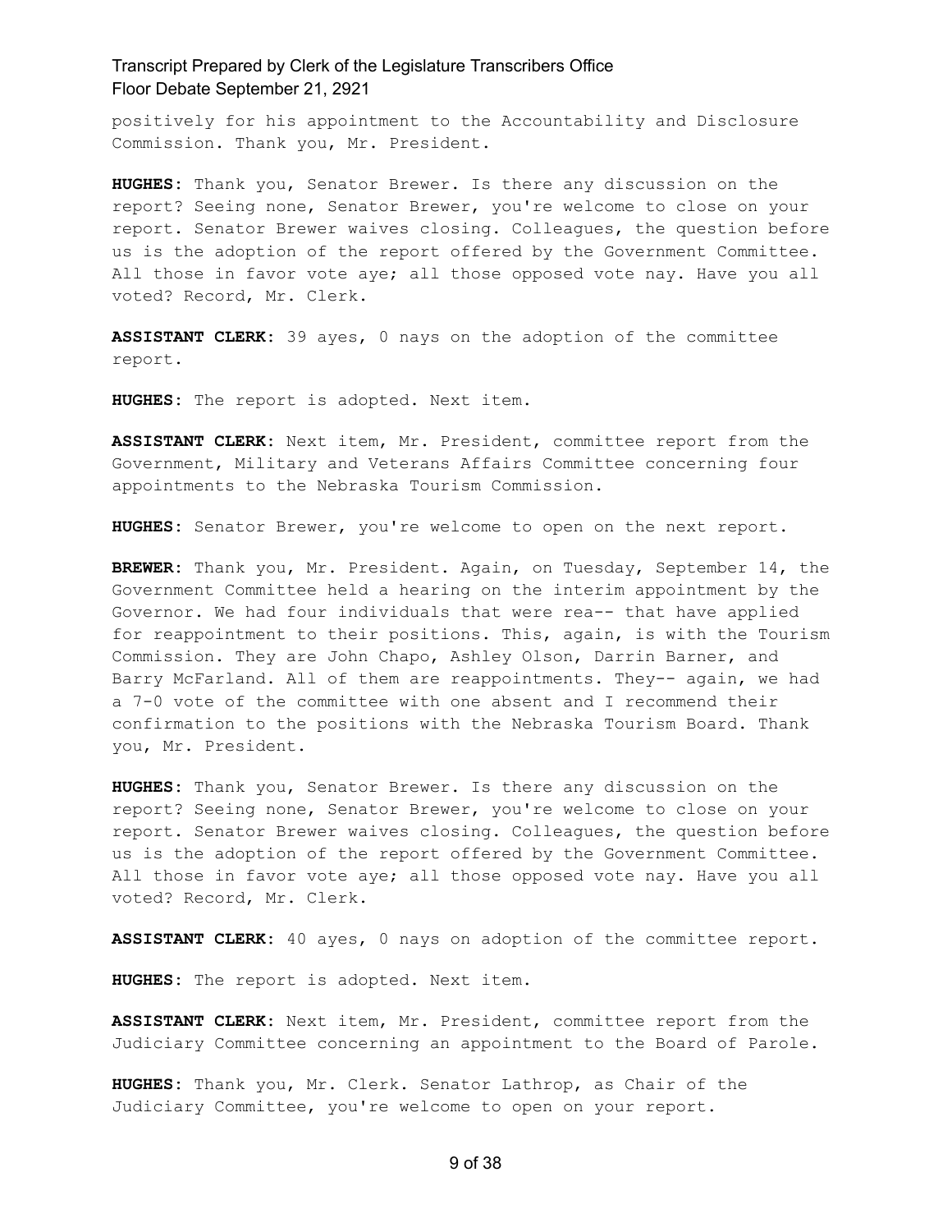positively for his appointment to the Accountability and Disclosure Commission. Thank you, Mr. President.

**HUGHES**: Thank you, Senator Brewer. Is there any discussion on the report? Seeing none, Senator Brewer, you're welcome to close on your report. Senator Brewer waives closing. Colleagues, the question before us is the adoption of the report offered by the Government Committee. All those in favor vote aye; all those opposed vote nay. Have you all voted? Record, Mr. Clerk.

**ASSISTANT CLERK**: 39 ayes, 0 nays on the adoption of the committee report.

**HUGHES**: The report is adopted. Next item.

**ASSISTANT CLERK**: Next item, Mr. President, committee report from the Government, Military and Veterans Affairs Committee concerning four appointments to the Nebraska Tourism Commission.

**HUGHES**: Senator Brewer, you're welcome to open on the next report.

**BREWER**: Thank you, Mr. President. Again, on Tuesday, September 14, the Government Committee held a hearing on the interim appointment by the Governor. We had four individuals that were rea-- that have applied for reappointment to their positions. This, again, is with the Tourism Commission. They are John Chapo, Ashley Olson, Darrin Barner, and Barry McFarland. All of them are reappointments. They-- again, we had a 7-0 vote of the committee with one absent and I recommend their confirmation to the positions with the Nebraska Tourism Board. Thank you, Mr. President.

**HUGHES**: Thank you, Senator Brewer. Is there any discussion on the report? Seeing none, Senator Brewer, you're welcome to close on your report. Senator Brewer waives closing. Colleagues, the question before us is the adoption of the report offered by the Government Committee. All those in favor vote aye; all those opposed vote nay. Have you all voted? Record, Mr. Clerk.

**ASSISTANT CLERK**: 40 ayes, 0 nays on adoption of the committee report.

**HUGHES**: The report is adopted. Next item.

**ASSISTANT CLERK**: Next item, Mr. President, committee report from the Judiciary Committee concerning an appointment to the Board of Parole.

**HUGHES**: Thank you, Mr. Clerk. Senator Lathrop, as Chair of the Judiciary Committee, you're welcome to open on your report.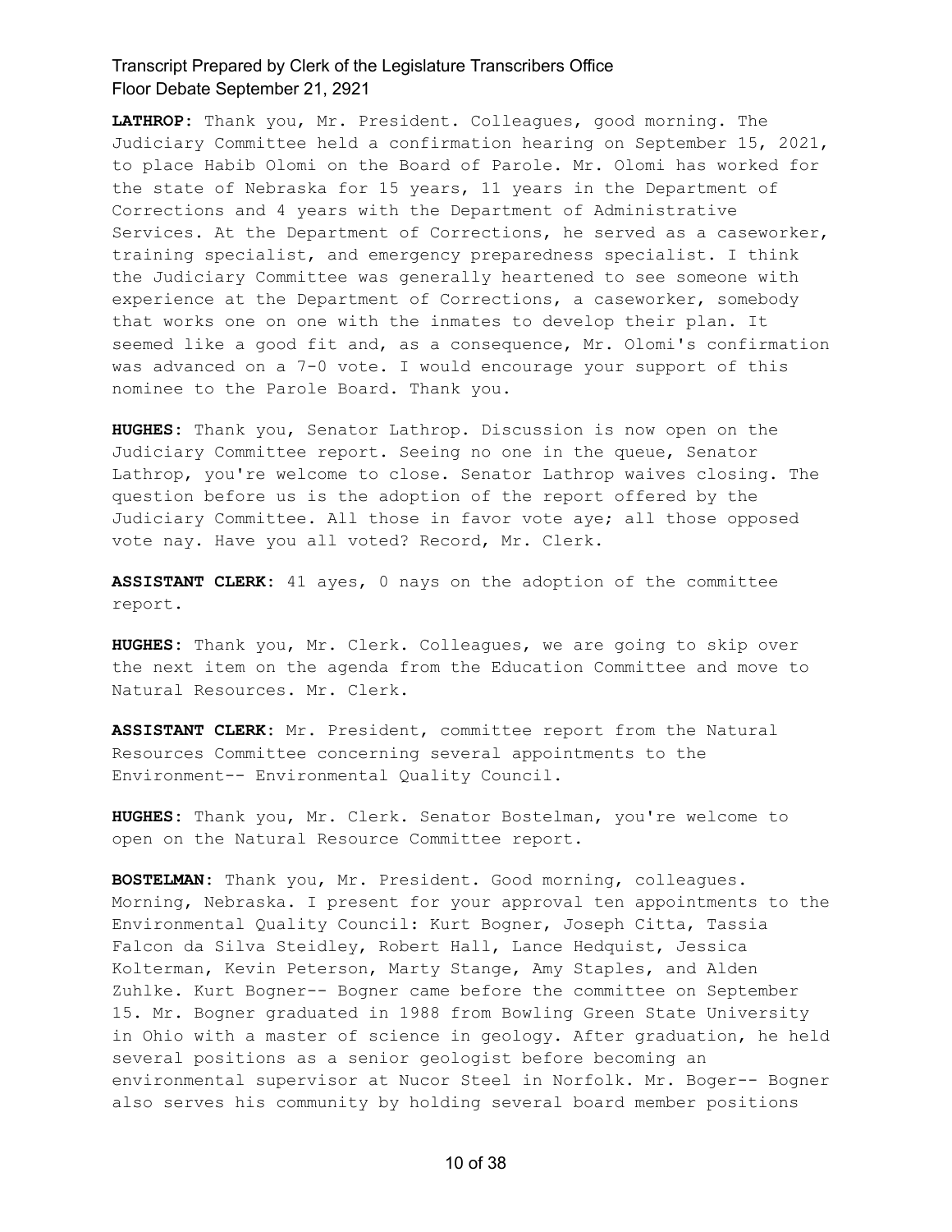**LATHROP:** Thank you, Mr. President. Colleagues, good morning. The Judiciary Committee held a confirmation hearing on September 15, 2021, to place Habib Olomi on the Board of Parole. Mr. Olomi has worked for the state of Nebraska for 15 years, 11 years in the Department of Corrections and 4 years with the Department of Administrative Services. At the Department of Corrections, he served as a caseworker, training specialist, and emergency preparedness specialist. I think the Judiciary Committee was generally heartened to see someone with experience at the Department of Corrections, a caseworker, somebody that works one on one with the inmates to develop their plan. It seemed like a good fit and, as a consequence, Mr. Olomi's confirmation was advanced on a 7-0 vote. I would encourage your support of this nominee to the Parole Board. Thank you.

**HUGHES:** Thank you, Senator Lathrop. Discussion is now open on the Judiciary Committee report. Seeing no one in the queue, Senator Lathrop, you're welcome to close. Senator Lathrop waives closing. The question before us is the adoption of the report offered by the Judiciary Committee. All those in favor vote aye; all those opposed vote nay. Have you all voted? Record, Mr. Clerk.

**ASSISTANT CLERK:** 41 ayes, 0 nays on the adoption of the committee report.

**HUGHES:** Thank you, Mr. Clerk. Colleagues, we are going to skip over the next item on the agenda from the Education Committee and move to Natural Resources. Mr. Clerk.

**ASSISTANT CLERK:** Mr. President, committee report from the Natural Resources Committee concerning several appointments to the Environment-- Environmental Quality Council.

**HUGHES:** Thank you, Mr. Clerk. Senator Bostelman, you're welcome to open on the Natural Resource Committee report.

**BOSTELMAN:** Thank you, Mr. President. Good morning, colleagues. Morning, Nebraska. I present for your approval ten appointments to the Environmental Quality Council: Kurt Bogner, Joseph Citta, Tassia Falcon da Silva Steidley, Robert Hall, Lance Hedquist, Jessica Kolterman, Kevin Peterson, Marty Stange, Amy Staples, and Alden Zuhlke. Kurt Bogner-- Bogner came before the committee on September 15. Mr. Bogner graduated in 1988 from Bowling Green State University in Ohio with a master of science in geology. After graduation, he held several positions as a senior geologist before becoming an environmental supervisor at Nucor Steel in Norfolk. Mr. Boger-- Bogner also serves his community by holding several board member positions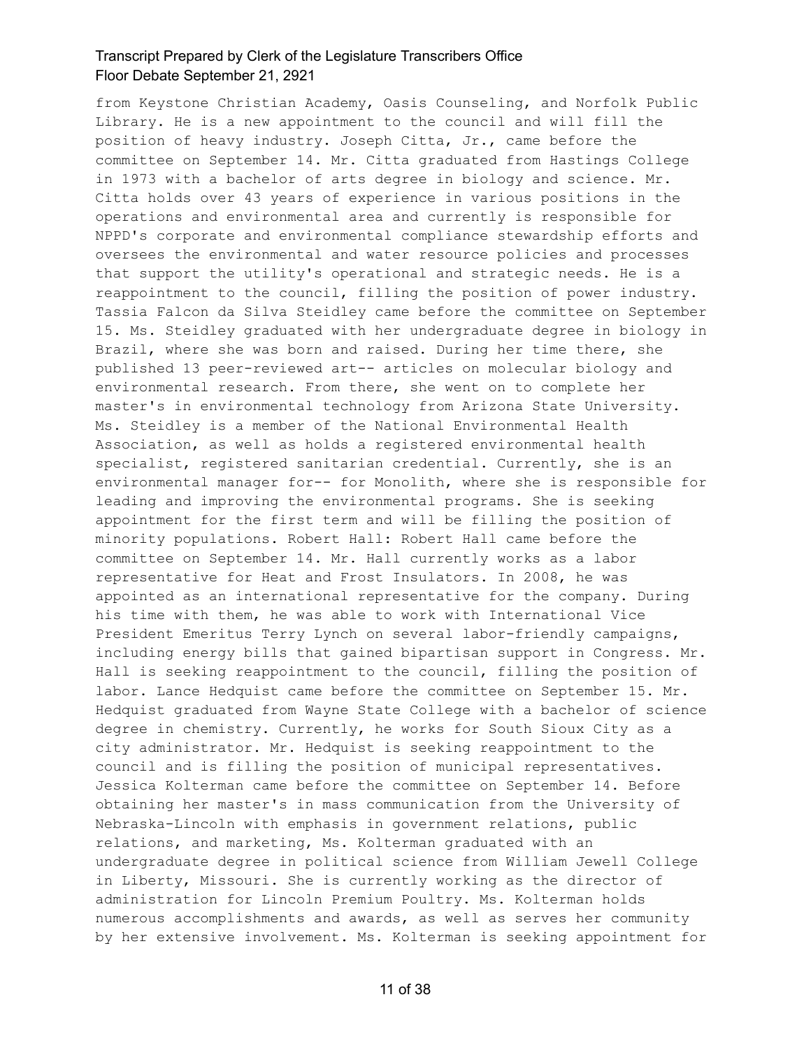from Keystone Christian Academy, Oasis Counseling, and Norfolk Public Library. He is a new appointment to the council and will fill the position of heavy industry. Joseph Citta, Jr., came before the committee on September 14. Mr. Citta graduated from Hastings College in 1973 with a bachelor of arts degree in biology and science. Mr. Citta holds over 43 years of experience in various positions in the operations and environmental area and currently is responsible for NPPD's corporate and environmental compliance stewardship efforts and oversees the environmental and water resource policies and processes that support the utility's operational and strategic needs. He is a reappointment to the council, filling the position of power industry. Tassia Falcon da Silva Steidley came before the committee on September 15. Ms. Steidley graduated with her undergraduate degree in biology in Brazil, where she was born and raised. During her time there, she published 13 peer-reviewed art-- articles on molecular biology and environmental research. From there, she went on to complete her master's in environmental technology from Arizona State University. Ms. Steidley is a member of the National Environmental Health Association, as well as holds a registered environmental health specialist, registered sanitarian credential. Currently, she is an environmental manager for-- for Monolith, where she is responsible for leading and improving the environmental programs. She is seeking appointment for the first term and will be filling the position of minority populations. Robert Hall: Robert Hall came before the committee on September 14. Mr. Hall currently works as a labor representative for Heat and Frost Insulators. In 2008, he was appointed as an international representative for the company. During his time with them, he was able to work with International Vice President Emeritus Terry Lynch on several labor-friendly campaigns, including energy bills that gained bipartisan support in Congress. Mr. Hall is seeking reappointment to the council, filling the position of labor. Lance Hedquist came before the committee on September 15. Mr. Hedquist graduated from Wayne State College with a bachelor of science degree in chemistry. Currently, he works for South Sioux City as a city administrator. Mr. Hedquist is seeking reappointment to the council and is filling the position of municipal representatives. Jessica Kolterman came before the committee on September 14. Before obtaining her master's in mass communication from the University of Nebraska-Lincoln with emphasis in government relations, public relations, and marketing, Ms. Kolterman graduated with an undergraduate degree in political science from William Jewell College in Liberty, Missouri. She is currently working as the director of administration for Lincoln Premium Poultry. Ms. Kolterman holds numerous accomplishments and awards, as well as serves her community by her extensive involvement. Ms. Kolterman is seeking appointment for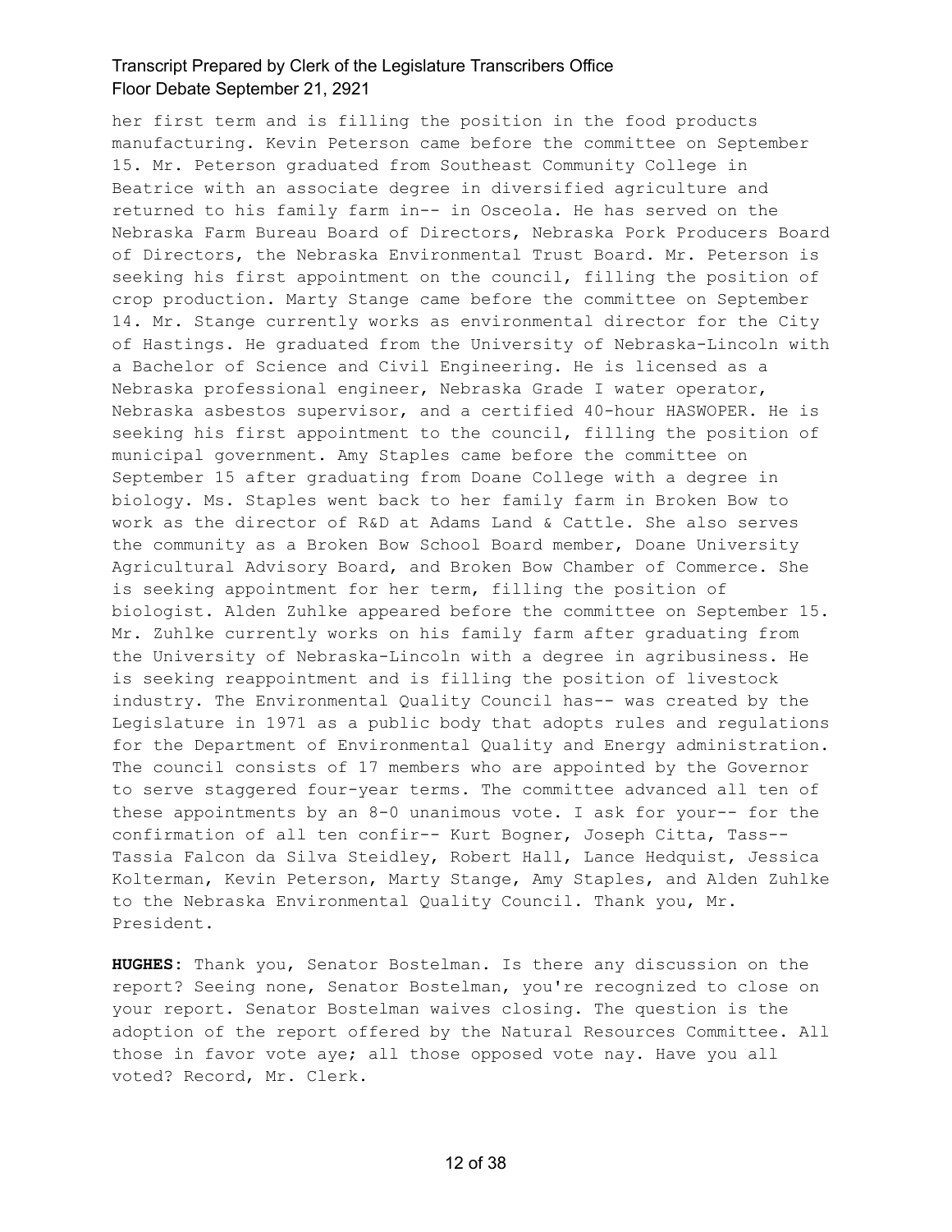her first term and is filling the position in the food products manufacturing. Kevin Peterson came before the committee on September 15. Mr. Peterson graduated from Southeast Community College in Beatrice with an associate degree in diversified agriculture and returned to his family farm in-- in Osceola. He has served on the Nebraska Farm Bureau Board of Directors, Nebraska Pork Producers Board of Directors, the Nebraska Environmental Trust Board. Mr. Peterson is seeking his first appointment on the council, filling the position of crop production. Marty Stange came before the committee on September 14. Mr. Stange currently works as environmental director for the City of Hastings. He graduated from the University of Nebraska-Lincoln with a Bachelor of Science and Civil Engineering. He is licensed as a Nebraska professional engineer, Nebraska Grade I water operator, Nebraska asbestos supervisor, and a certified 40-hour HASWOPER. He is seeking his first appointment to the council, filling the position of municipal government. Amy Staples came before the committee on September 15 after graduating from Doane College with a degree in biology. Ms. Staples went back to her family farm in Broken Bow to work as the director of R&D at Adams Land & Cattle. She also serves the community as a Broken Bow School Board member, Doane University Agricultural Advisory Board, and Broken Bow Chamber of Commerce. She is seeking appointment for her term, filling the position of biologist. Alden Zuhlke appeared before the committee on September 15. Mr. Zuhlke currently works on his family farm after graduating from the University of Nebraska-Lincoln with a degree in agribusiness. He is seeking reappointment and is filling the position of livestock industry. The Environmental Quality Council has-- was created by the Legislature in 1971 as a public body that adopts rules and regulations for the Department of Environmental Quality and Energy administration. The council consists of 17 members who are appointed by the Governor to serve staggered four-year terms. The committee advanced all ten of these appointments by an 8-0 unanimous vote. I ask for your-- for the confirmation of all ten confir-- Kurt Bogner, Joseph Citta, Tass-- Tassia Falcon da Silva Steidley, Robert Hall, Lance Hedquist, Jessica Kolterman, Kevin Peterson, Marty Stange, Amy Staples, and Alden Zuhlke to the Nebraska Environmental Quality Council. Thank you, Mr. President.

**HUGHES**: Thank you, Senator Bostelman. Is there any discussion on the report? Seeing none, Senator Bostelman, you're recognized to close on your report. Senator Bostelman waives closing. The question is the adoption of the report offered by the Natural Resources Committee. All those in favor vote aye; all those opposed vote nay. Have you all voted? Record, Mr. Clerk.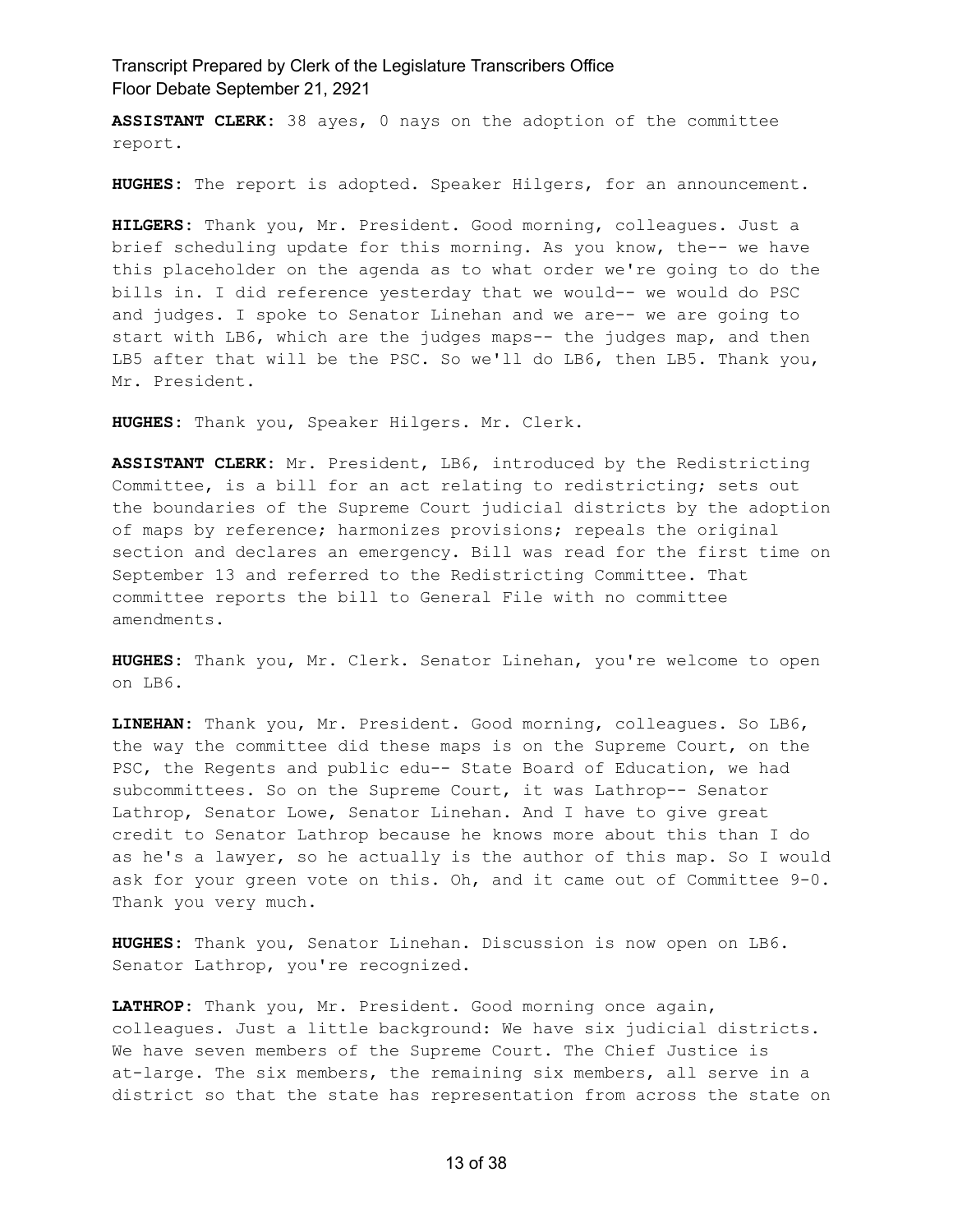**ASSISTANT CLERK:** 38 ayes, 0 nays on the adoption of the committee report.

**HUGHES:** The report is adopted. Speaker Hilgers, for an announcement.

**HILGERS:** Thank you, Mr. President. Good morning, colleagues. Just a brief scheduling update for this morning. As you know, the-- we have this placeholder on the agenda as to what order we're going to do the bills in. I did reference yesterday that we would-- we would do PSC and judges. I spoke to Senator Linehan and we are-- we are going to start with LB6, which are the judges maps-- the judges map, and then LB5 after that will be the PSC. So we'll do LB6, then LB5. Thank you, Mr. President.

**HUGHES:** Thank you, Speaker Hilgers. Mr. Clerk.

**ASSISTANT CLERK:** Mr. President, LB6, introduced by the Redistricting Committee, is a bill for an act relating to redistricting; sets out the boundaries of the Supreme Court judicial districts by the adoption of maps by reference; harmonizes provisions; repeals the original section and declares an emergency. Bill was read for the first time on September 13 and referred to the Redistricting Committee. That committee reports the bill to General File with no committee amendments.

**HUGHES:** Thank you, Mr. Clerk. Senator Linehan, you're welcome to open on LB6.

**LINEHAN:** Thank you, Mr. President. Good morning, colleagues. So LB6, the way the committee did these maps is on the Supreme Court, on the PSC, the Regents and public edu-- State Board of Education, we had subcommittees. So on the Supreme Court, it was Lathrop-- Senator Lathrop, Senator Lowe, Senator Linehan. And I have to give great credit to Senator Lathrop because he knows more about this than I do as he's a lawyer, so he actually is the author of this map. So I would ask for your green vote on this. Oh, and it came out of Committee 9-0. Thank you very much.

**HUGHES:** Thank you, Senator Linehan. Discussion is now open on LB6. Senator Lathrop, you're recognized.

**LATHROP:** Thank you, Mr. President. Good morning once again, colleagues. Just a little background: We have six judicial districts. We have seven members of the Supreme Court. The Chief Justice is at-large. The six members, the remaining six members, all serve in a district so that the state has representation from across the state on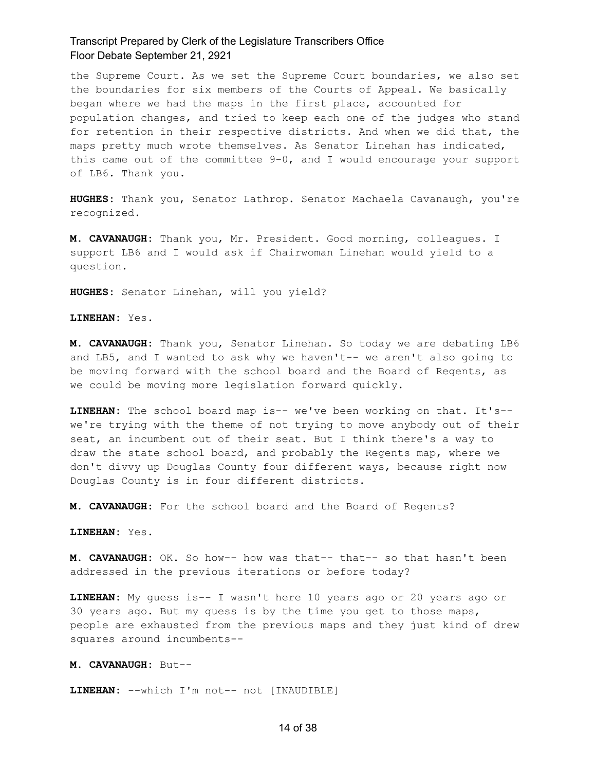the Supreme Court. As we set the Supreme Court boundaries, we also set the boundaries for six members of the Courts of Appeal. We basically began where we had the maps in the first place, accounted for population changes, and tried to keep each one of the judges who stand for retention in their respective districts. And when we did that, the maps pretty much wrote themselves. As Senator Linehan has indicated, this came out of the committee 9-0, and I would encourage your support of LB6. Thank you.

**HUGHES:** Thank you, Senator Lathrop. Senator Machaela Cavanaugh, you're recognized.

**M. CAVANAUGH:** Thank you, Mr. President. Good morning, colleagues. I support LB6 and I would ask if Chairwoman Linehan would yield to a question.

**HUGHES:** Senator Linehan, will you yield?

**LINEHAN:** Yes.

**M. CAVANAUGH:** Thank you, Senator Linehan. So today we are debating LB6 and LB5, and I wanted to ask why we haven't-- we aren't also going to be moving forward with the school board and the Board of Regents, as we could be moving more legislation forward quickly.

**LINEHAN:** The school board map is-- we've been working on that. It's-- we're trying with the theme of not trying to move anybody out of their seat, an incumbent out of their seat. But I think there's a way to draw the state school board, and probably the Regents map, where we don't divvy up Douglas County four different ways, because right now Douglas County is in four different districts.

**M. CAVANAUGH:** For the school board and the Board of Regents?

**LINEHAN:** Yes.

**M. CAVANAUGH:** OK. So how-- how was that-- that-- so that hasn't been addressed in the previous iterations or before today?

**LINEHAN:** My guess is-- I wasn't here 10 years ago or 20 years ago or 30 years ago. But my guess is by the time you get to those maps, people are exhausted from the previous maps and they just kind of drew squares around incumbents--

**M. CAVANAUGH:** But--

**LINEHAN:** --which I'm not-- not [INAUDIBLE]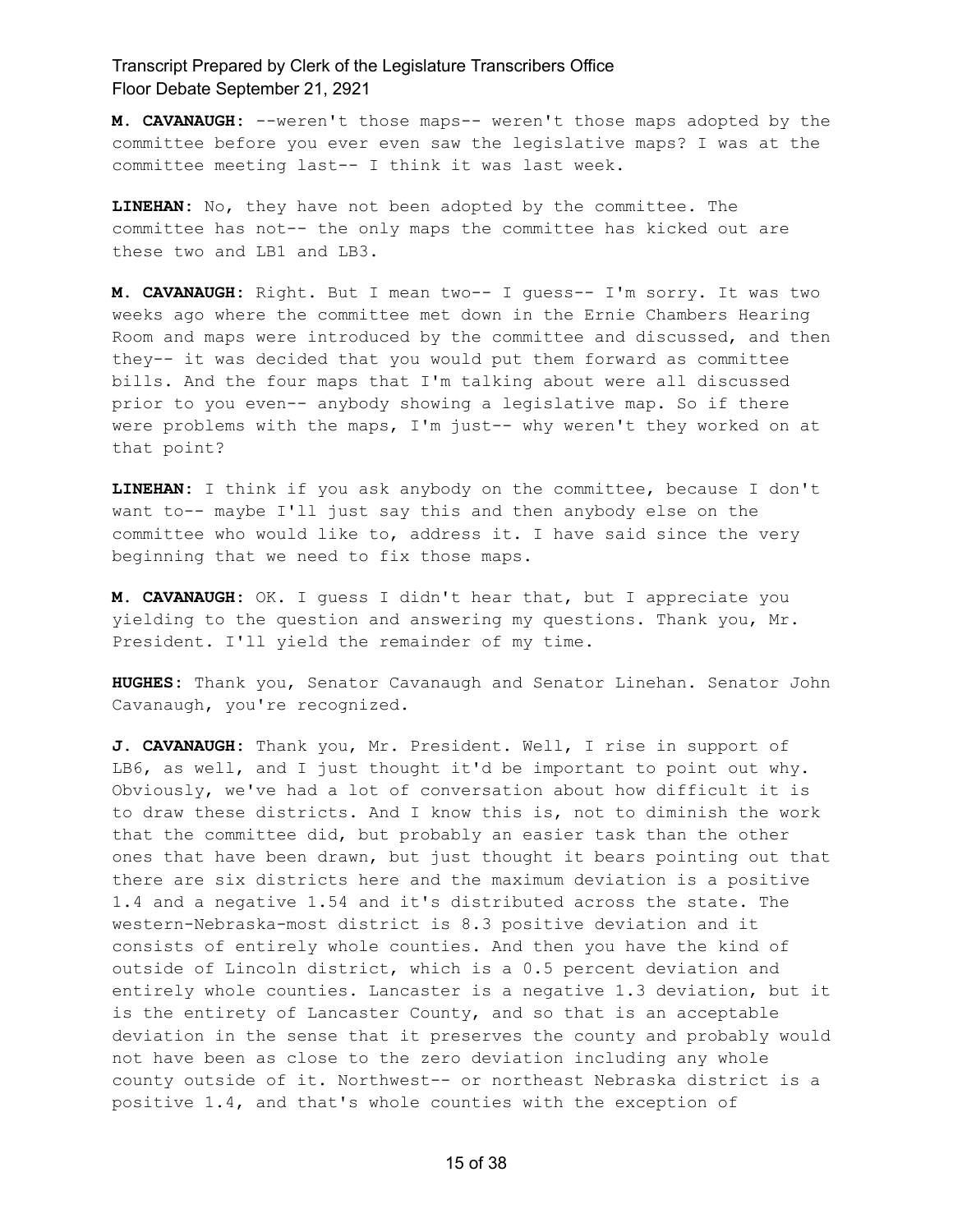**M. CAVANAUGH:** --weren't those maps-- weren't those maps adopted by the committee before you ever even saw the legislative maps? I was at the committee meeting last-- I think it was last week.

**LINEHAN:** No, they have not been adopted by the committee. The committee has not-- the only maps the committee has kicked out are these two and LB1 and LB3.

**M. CAVANAUGH:** Right. But I mean two-- I guess-- I'm sorry. It was two weeks ago where the committee met down in the Ernie Chambers Hearing Room and maps were introduced by the committee and discussed, and then they-- it was decided that you would put them forward as committee bills. And the four maps that I'm talking about were all discussed prior to you even-- anybody showing a legislative map. So if there were problems with the maps, I'm just-- why weren't they worked on at that point?

**LINEHAN:** I think if you ask anybody on the committee, because I don't want to-- maybe I'll just say this and then anybody else on the committee who would like to, address it. I have said since the very beginning that we need to fix those maps.

**M. CAVANAUGH:** OK. I guess I didn't hear that, but I appreciate you yielding to the question and answering my questions. Thank you, Mr. President. I'll yield the remainder of my time.

**HUGHES:** Thank you, Senator Cavanaugh and Senator Linehan. Senator John Cavanaugh, you're recognized.

**J. CAVANAUGH:** Thank you, Mr. President. Well, I rise in support of LB6, as well, and I just thought it'd be important to point out why. Obviously, we've had a lot of conversation about how difficult it is to draw these districts. And I know this is, not to diminish the work that the committee did, but probably an easier task than the other ones that have been drawn, but just thought it bears pointing out that there are six districts here and the maximum deviation is a positive 1.4 and a negative 1.54 and it's distributed across the state. The western-Nebraska-most district is 8.3 positive deviation and it consists of entirely whole counties. And then you have the kind of outside of Lincoln district, which is a 0.5 percent deviation and entirely whole counties. Lancaster is a negative 1.3 deviation, but it is the entirety of Lancaster County, and so that is an acceptable deviation in the sense that it preserves the county and probably would not have been as close to the zero deviation including any whole county outside of it. Northwest-- or northeast Nebraska district is a positive 1.4, and that's whole counties with the exception of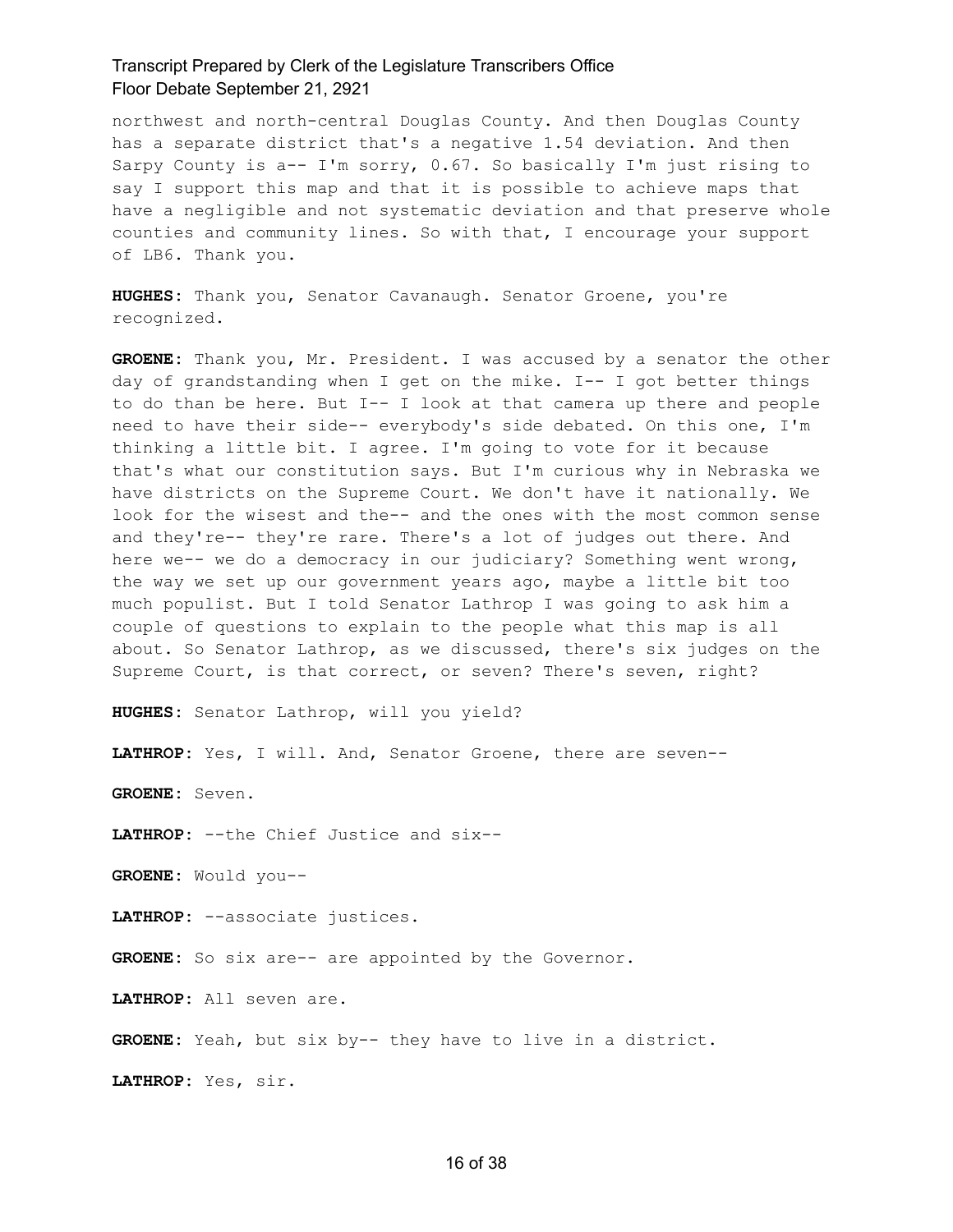northwest and north-central Douglas County. And then Douglas County has a separate district that's a negative 1.54 deviation. And then Sarpy County is a-- I'm sorry, 0.67. So basically I'm just rising to say I support this map and that it is possible to achieve maps that have a negligible and not systematic deviation and that preserve whole counties and community lines. So with that, I encourage your support of LB6. Thank you.

**HUGHES:** Thank you, Senator Cavanaugh. Senator Groene, you're recognized.

**GROENE:** Thank you, Mr. President. I was accused by a senator the other day of grandstanding when I get on the mike. I-- I got better things to do than be here. But I-- I look at that camera up there and people need to have their side-- everybody's side debated. On this one, I'm thinking a little bit. I agree. I'm going to vote for it because that's what our constitution says. But I'm curious why in Nebraska we have districts on the Supreme Court. We don't have it nationally. We look for the wisest and the-- and the ones with the most common sense and they're-- they're rare. There's a lot of judges out there. And here we-- we do a democracy in our judiciary? Something went wrong, the way we set up our government years ago, maybe a little bit too much populist. But I told Senator Lathrop I was going to ask him a couple of questions to explain to the people what this map is all about. So Senator Lathrop, as we discussed, there's six judges on the Supreme Court, is that correct, or seven? There's seven, right?

**HUGHES:** Senator Lathrop, will you yield?

**LATHROP:** Yes, I will. And, Senator Groene, there are seven--

**GROENE:** Seven.

**LATHROP:** --the Chief Justice and six--

**GROENE:** Would you--

**LATHROP:** --associate justices.

**GROENE:** So six are-- are appointed by the Governor.

**LATHROP:** All seven are.

**GROENE:** Yeah, but six by-- they have to live in a district.

**LATHROP:** Yes, sir.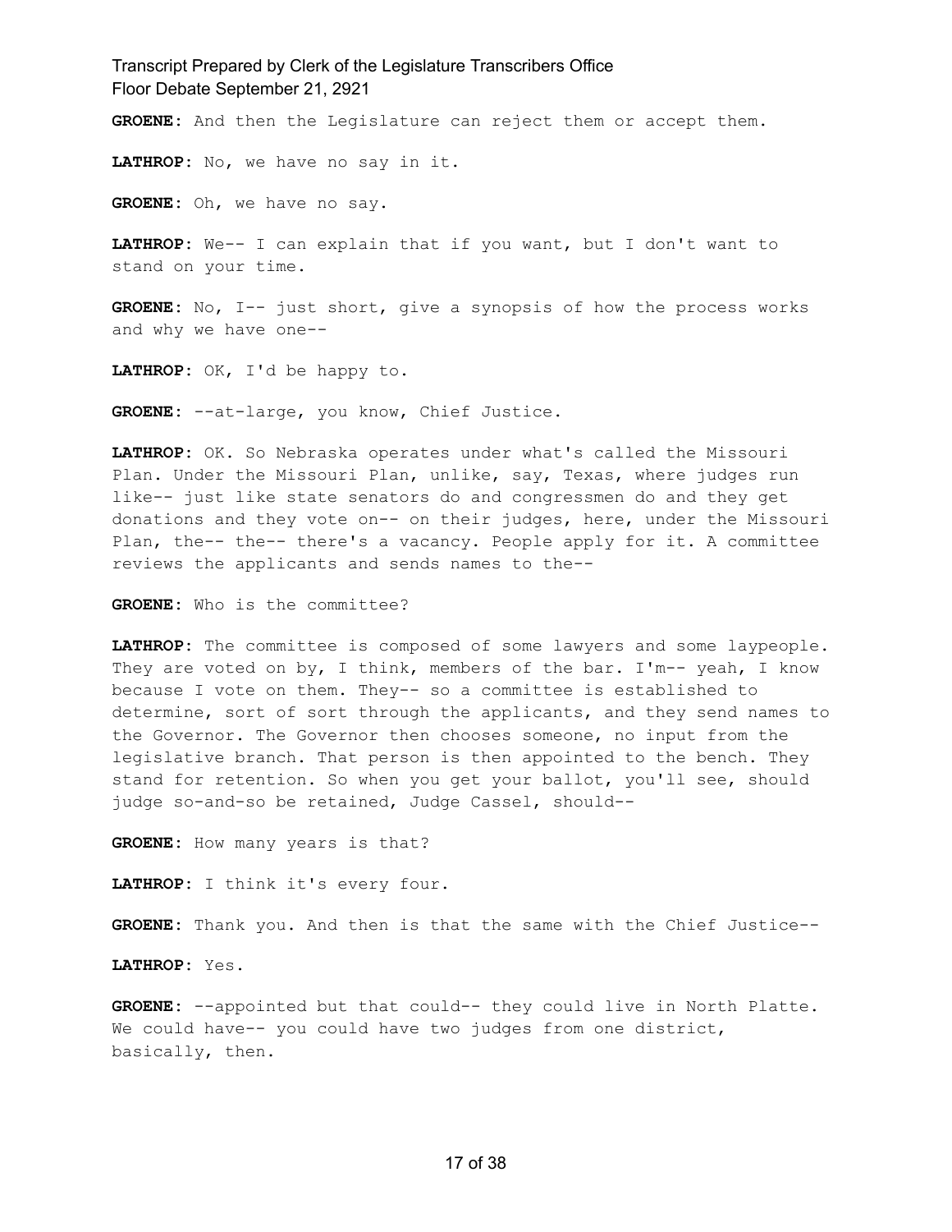**GROENE:** And then the Legislature can reject them or accept them.

**LATHROP:** No, we have no say in it.

**GROENE:** Oh, we have no say.

**LATHROP:** We-- I can explain that if you want, but I don't want to stand on your time.

**GROENE:** No, I-- just short, give a synopsis of how the process works and why we have one--

**LATHROP:** OK, I'd be happy to.

**GROENE:** --at-large, you know, Chief Justice.

**LATHROP:** OK. So Nebraska operates under what's called the Missouri Plan. Under the Missouri Plan, unlike, say, Texas, where judges run like-- just like state senators do and congressmen do and they get donations and they vote on-- on their judges, here, under the Missouri Plan, the-- the-- there's a vacancy. People apply for it. A committee reviews the applicants and sends names to the--

**GROENE:** Who is the committee?

**LATHROP:** The committee is composed of some lawyers and some laypeople. They are voted on by, I think, members of the bar. I'm-- yeah, I know because I vote on them. They-- so a committee is established to determine, sort of sort through the applicants, and they send names to the Governor. The Governor then chooses someone, no input from the legislative branch. That person is then appointed to the bench. They stand for retention. So when you get your ballot, you'll see, should judge so-and-so be retained, Judge Cassel, should--

**GROENE:** How many years is that?

**LATHROP:** I think it's every four.

**GROENE:** Thank you. And then is that the same with the Chief Justice--

**LATHROP:** Yes.

**GROENE:** --appointed but that could-- they could live in North Platte. We could have-- you could have two judges from one district, basically, then.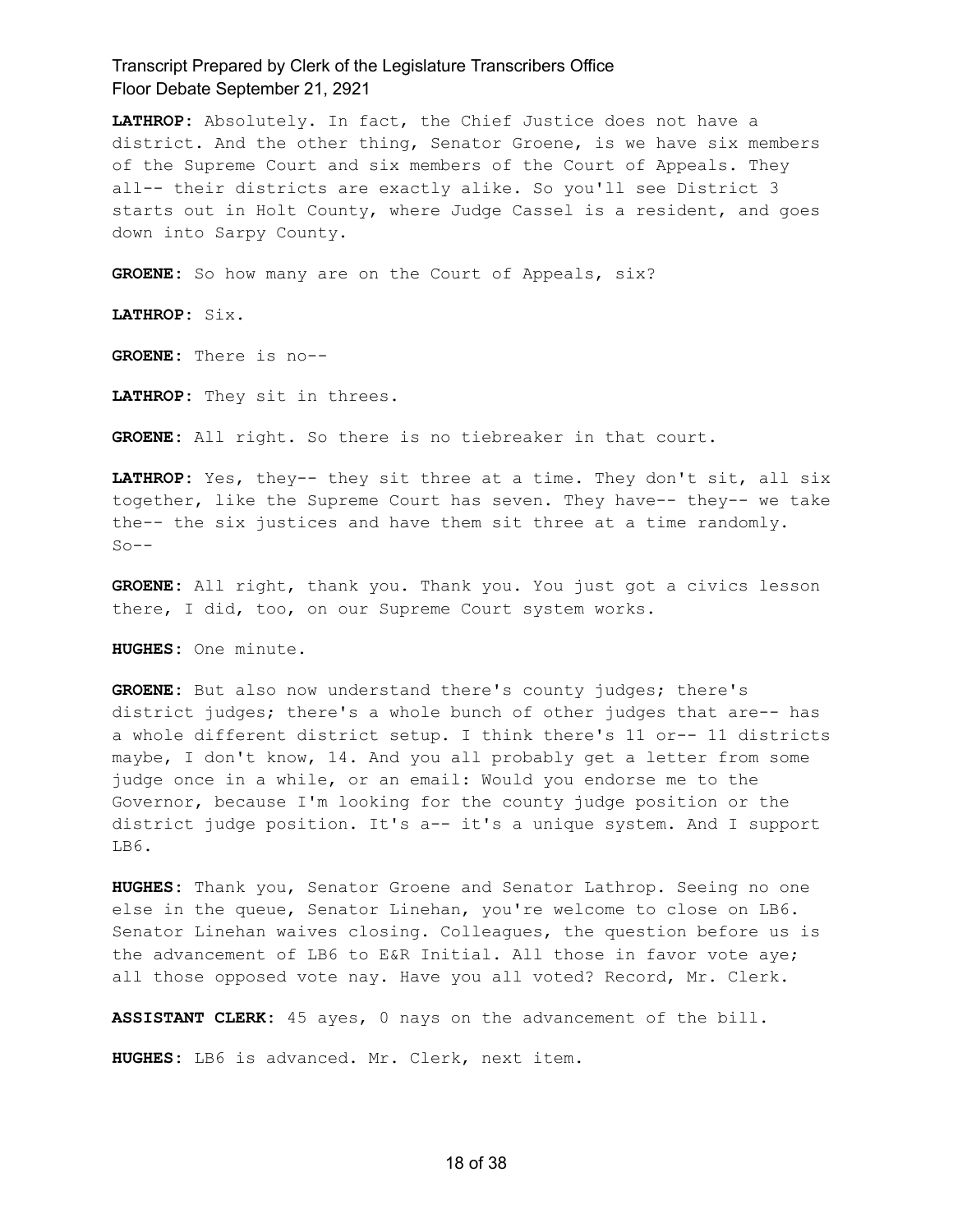**LATHROP:** Absolutely. In fact, the Chief Justice does not have a district. And the other thing, Senator Groene, is we have six members of the Supreme Court and six members of the Court of Appeals. They all-- their districts are exactly alike. So you'll see District 3 starts out in Holt County, where Judge Cassel is a resident, and goes down into Sarpy County.

**GROENE:** So how many are on the Court of Appeals, six?

**LATHROP:** Six.

**GROENE:** There is no--

**LATHROP:** They sit in threes.

**GROENE:** All right. So there is no tiebreaker in that court.

**LATHROP:** Yes, they-- they sit three at a time. They don't sit, all six together, like the Supreme Court has seven. They have-- they-- we take the-- the six justices and have them sit three at a time randomly. So--

**GROENE:** All right, thank you. Thank you. You just got a civics lesson there, I did, too, on our Supreme Court system works.

**HUGHES:** One minute.

**GROENE:** But also now understand there's county judges; there's district judges; there's a whole bunch of other judges that are-- has a whole different district setup. I think there's 11 or-- 11 districts maybe, I don't know, 14. And you all probably get a letter from some judge once in a while, or an email: Would you endorse me to the Governor, because I'm looking for the county judge position or the district judge position. It's a-- it's a unique system. And I support LB6.

**HUGHES:** Thank you, Senator Groene and Senator Lathrop. Seeing no one else in the queue, Senator Linehan, you're welcome to close on LB6. Senator Linehan waives closing. Colleagues, the question before us is the advancement of LB6 to E&R Initial. All those in favor vote aye; all those opposed vote nay. Have you all voted? Record, Mr. Clerk.

**ASSISTANT CLERK:** 45 ayes, 0 nays on the advancement of the bill.

**HUGHES:** LB6 is advanced. Mr. Clerk, next item.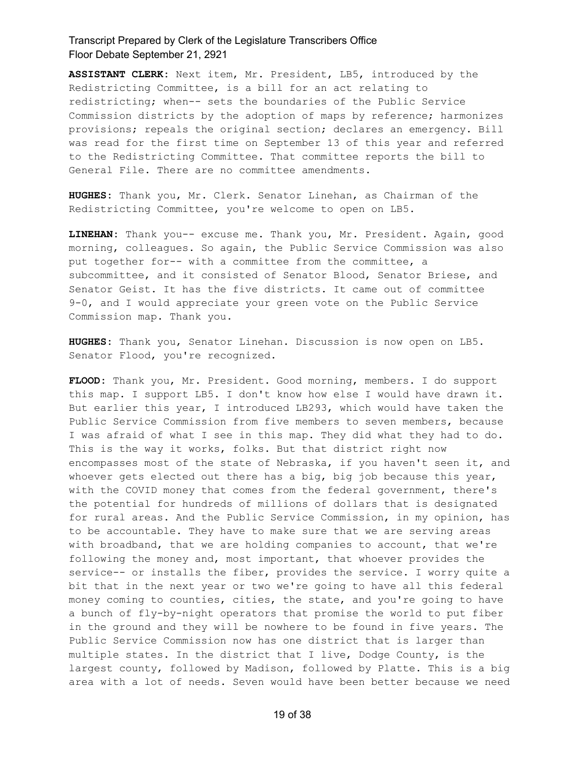**ASSISTANT CLERK:** Next item, Mr. President, LB5, introduced by the Redistricting Committee, is a bill for an act relating to redistricting; when-- sets the boundaries of the Public Service Commission districts by the adoption of maps by reference; harmonizes provisions; repeals the original section; declares an emergency. Bill was read for the first time on September 13 of this year and referred to the Redistricting Committee. That committee reports the bill to General File. There are no committee amendments.

**HUGHES:** Thank you, Mr. Clerk. Senator Linehan, as Chairman of the Redistricting Committee, you're welcome to open on LB5.

**LINEHAN:** Thank you-- excuse me. Thank you, Mr. President. Again, good morning, colleagues. So again, the Public Service Commission was also put together for-- with a committee from the committee, a subcommittee, and it consisted of Senator Blood, Senator Briese, and Senator Geist. It has the five districts. It came out of committee 9-0, and I would appreciate your green vote on the Public Service Commission map. Thank you.

**HUGHES:** Thank you, Senator Linehan. Discussion is now open on LB5. Senator Flood, you're recognized.

**FLOOD:** Thank you, Mr. President. Good morning, members. I do support this map. I support LB5. I don't know how else I would have drawn it. But earlier this year, I introduced LB293, which would have taken the Public Service Commission from five members to seven members, because I was afraid of what I see in this map. They did what they had to do. This is the way it works, folks. But that district right now encompasses most of the state of Nebraska, if you haven't seen it, and whoever gets elected out there has a big, big job because this year, with the COVID money that comes from the federal government, there's the potential for hundreds of millions of dollars that is designated for rural areas. And the Public Service Commission, in my opinion, has to be accountable. They have to make sure that we are serving areas with broadband, that we are holding companies to account, that we're following the money and, most important, that whoever provides the service-- or installs the fiber, provides the service. I worry quite a bit that in the next year or two we're going to have all this federal money coming to counties, cities, the state, and you're going to have a bunch of fly-by-night operators that promise the world to put fiber in the ground and they will be nowhere to be found in five years. The Public Service Commission now has one district that is larger than multiple states. In the district that I live, Dodge County, is the largest county, followed by Madison, followed by Platte. This is a big area with a lot of needs. Seven would have been better because we need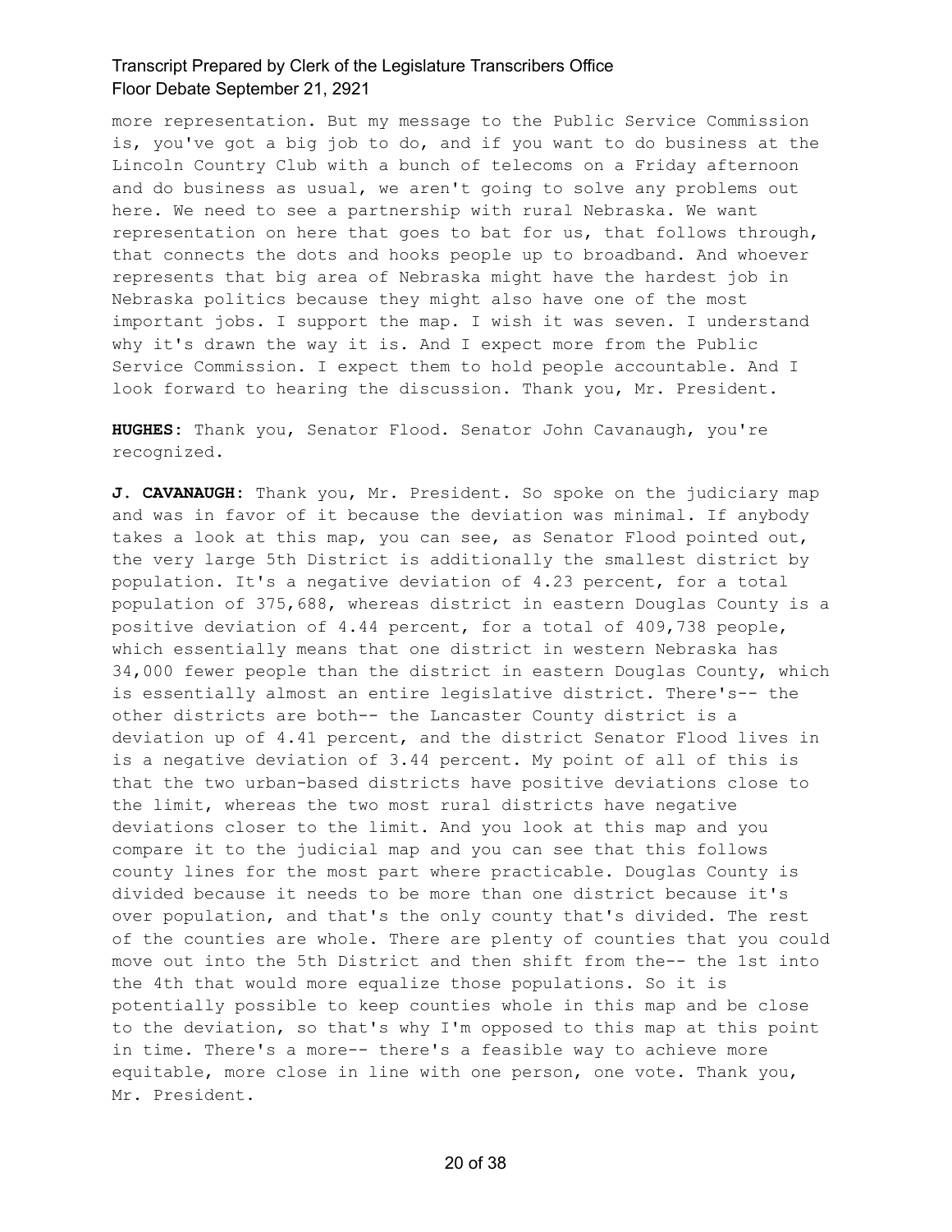more representation. But my message to the Public Service Commission is, you've got a big job to do, and if you want to do business at the Lincoln Country Club with a bunch of telecoms on a Friday afternoon and do business as usual, we aren't going to solve any problems out here. We need to see a partnership with rural Nebraska. We want representation on here that goes to bat for us, that follows through, that connects the dots and hooks people up to broadband. And whoever represents that big area of Nebraska might have the hardest job in Nebraska politics because they might also have one of the most important jobs. I support the map. I wish it was seven. I understand why it's drawn the way it is. And I expect more from the Public Service Commission. I expect them to hold people accountable. And I look forward to hearing the discussion. Thank you, Mr. President.

**HUGHES:** Thank you, Senator Flood. Senator John Cavanaugh, you're recognized.

**J. CAVANAUGH:** Thank you, Mr. President. So spoke on the judiciary map and was in favor of it because the deviation was minimal. If anybody takes a look at this map, you can see, as Senator Flood pointed out, the very large 5th District is additionally the smallest district by population. It's a negative deviation of 4.23 percent, for a total population of 375,688, whereas district in eastern Douglas County is a positive deviation of 4.44 percent, for a total of 409,738 people, which essentially means that one district in western Nebraska has 34,000 fewer people than the district in eastern Douglas County, which is essentially almost an entire legislative district. There's-- the other districts are both-- the Lancaster County district is a deviation up of 4.41 percent, and the district Senator Flood lives in is a negative deviation of 3.44 percent. My point of all of this is that the two urban-based districts have positive deviations close to the limit, whereas the two most rural districts have negative deviations closer to the limit. And you look at this map and you compare it to the judicial map and you can see that this follows county lines for the most part where practicable. Douglas County is divided because it needs to be more than one district because it's over population, and that's the only county that's divided. The rest of the counties are whole. There are plenty of counties that you could move out into the 5th District and then shift from the-- the 1st into the 4th that would more equalize those populations. So it is potentially possible to keep counties whole in this map and be close to the deviation, so that's why I'm opposed to this map at this point in time. There's a more-- there's a feasible way to achieve more equitable, more close in line with one person, one vote. Thank you, Mr. President.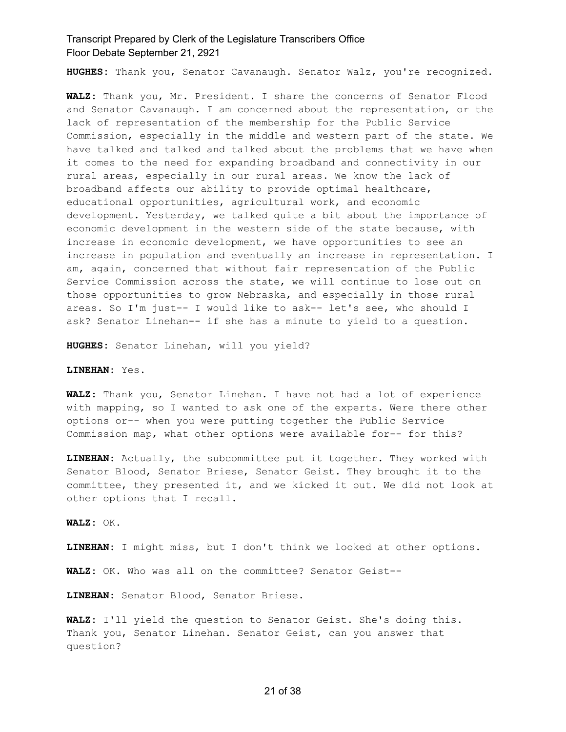**HUGHES:** Thank you, Senator Cavanaugh. Senator Walz, you're recognized.

**WALZ:** Thank you, Mr. President. I share the concerns of Senator Flood and Senator Cavanaugh. I am concerned about the representation, or the lack of representation of the membership for the Public Service Commission, especially in the middle and western part of the state. We have talked and talked and talked about the problems that we have when it comes to the need for expanding broadband and connectivity in our rural areas, especially in our rural areas. We know the lack of broadband affects our ability to provide optimal healthcare, educational opportunities, agricultural work, and economic development. Yesterday, we talked quite a bit about the importance of economic development in the western side of the state because, with increase in economic development, we have opportunities to see an increase in population and eventually an increase in representation. I am, again, concerned that without fair representation of the Public Service Commission across the state, we will continue to lose out on those opportunities to grow Nebraska, and especially in those rural areas. So I'm just-- I would like to ask-- let's see, who should I ask? Senator Linehan-- if she has a minute to yield to a question.

**HUGHES:** Senator Linehan, will you yield?

**LINEHAN:** Yes.

**WALZ:** Thank you, Senator Linehan. I have not had a lot of experience with mapping, so I wanted to ask one of the experts. Were there other options or-- when you were putting together the Public Service Commission map, what other options were available for-- for this?

**LINEHAN:** Actually, the subcommittee put it together. They worked with Senator Blood, Senator Briese, Senator Geist. They brought it to the committee, they presented it, and we kicked it out. We did not look at other options that I recall.

**WALZ:** OK.

**LINEHAN:** I might miss, but I don't think we looked at other options.

**WALZ:** OK. Who was all on the committee? Senator Geist--

**LINEHAN:** Senator Blood, Senator Briese.

**WALZ:** I'll yield the question to Senator Geist. She's doing this. Thank you, Senator Linehan. Senator Geist, can you answer that question?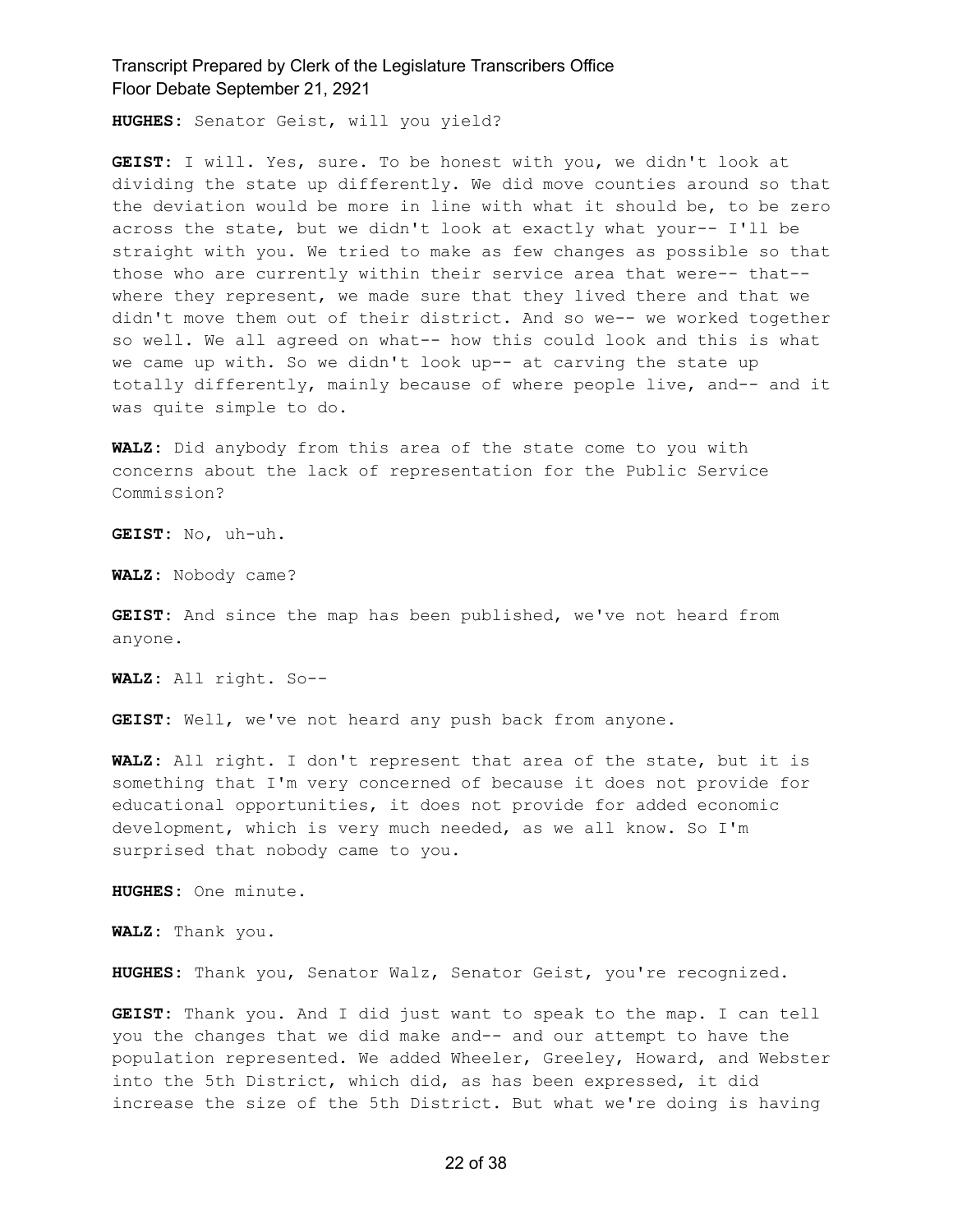**HUGHES:** Senator Geist, will you yield?

**GEIST:** I will. Yes, sure. To be honest with you, we didn't look at dividing the state up differently. We did move counties around so that the deviation would be more in line with what it should be, to be zero across the state, but we didn't look at exactly what your-- I'll be straight with you. We tried to make as few changes as possible so that those who are currently within their service area that were-- that-- where they represent, we made sure that they lived there and that we didn't move them out of their district. And so we-- we worked together so well. We all agreed on what-- how this could look and this is what we came up with. So we didn't look up-- at carving the state up totally differently, mainly because of where people live, and-- and it was quite simple to do.

**WALZ:** Did anybody from this area of the state come to you with concerns about the lack of representation for the Public Service Commission?

**GEIST:** No, uh-uh.

**WALZ:** Nobody came?

**GEIST:** And since the map has been published, we've not heard from anyone.

**WALZ:** All right. So--

**GEIST:** Well, we've not heard any push back from anyone.

**WALZ:** All right. I don't represent that area of the state, but it is something that I'm very concerned of because it does not provide for educational opportunities, it does not provide for added economic development, which is very much needed, as we all know. So I'm surprised that nobody came to you.

**HUGHES:** One minute.

**WALZ:** Thank you.

**HUGHES:** Thank you, Senator Walz, Senator Geist, you're recognized.

**GEIST:** Thank you. And I did just want to speak to the map. I can tell you the changes that we did make and-- and our attempt to have the population represented. We added Wheeler, Greeley, Howard, and Webster into the 5th District, which did, as has been expressed, it did increase the size of the 5th District. But what we're doing is having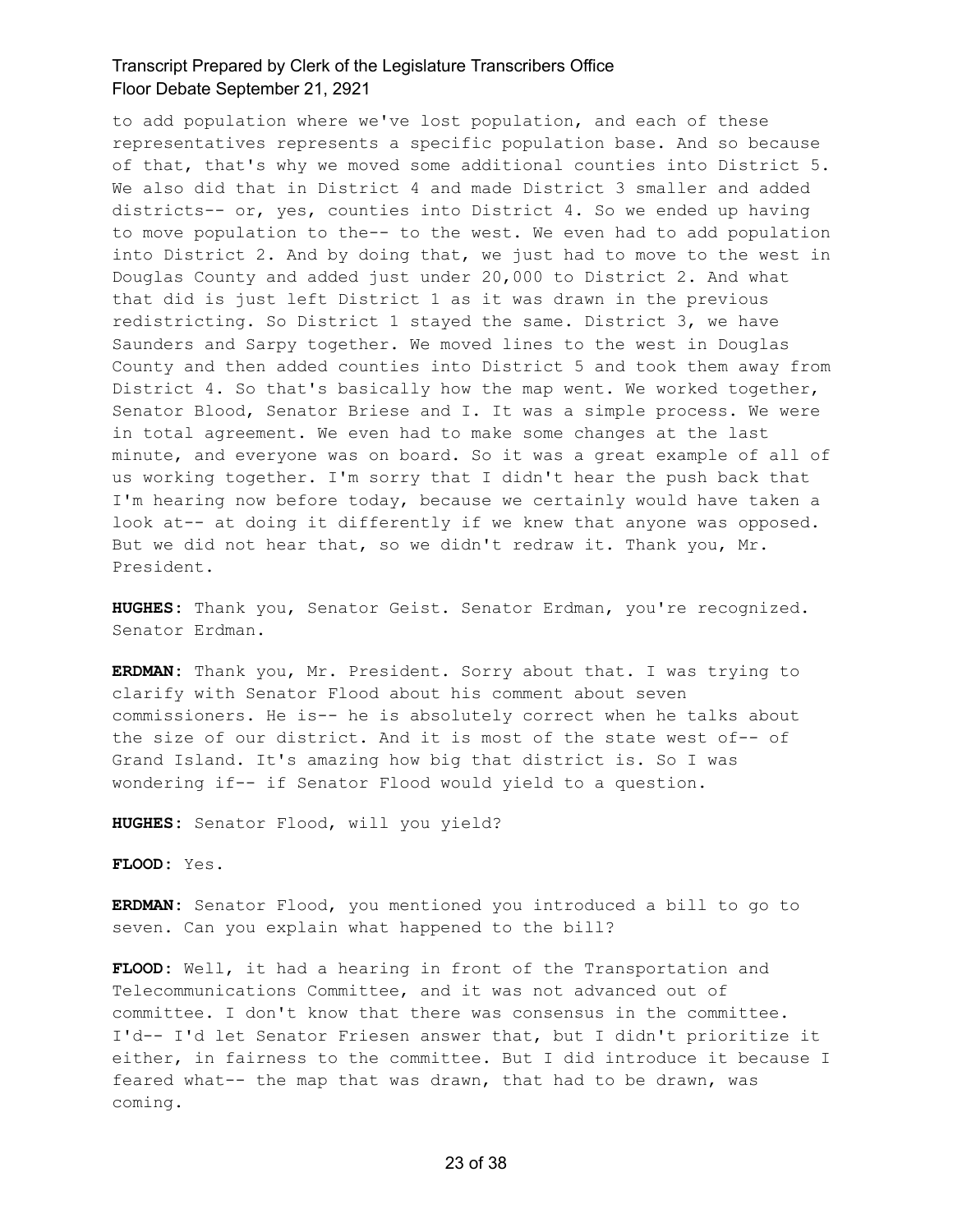to add population where we've lost population, and each of these representatives represents a specific population base. And so because of that, that's why we moved some additional counties into District 5. We also did that in District 4 and made District 3 smaller and added districts-- or, yes, counties into District 4. So we ended up having to move population to the-- to the west. We even had to add population into District 2. And by doing that, we just had to move to the west in Douglas County and added just under 20,000 to District 2. And what that did is just left District 1 as it was drawn in the previous redistricting. So District 1 stayed the same. District 3, we have Saunders and Sarpy together. We moved lines to the west in Douglas County and then added counties into District 5 and took them away from District 4. So that's basically how the map went. We worked together, Senator Blood, Senator Briese and I. It was a simple process. We were in total agreement. We even had to make some changes at the last minute, and everyone was on board. So it was a great example of all of us working together. I'm sorry that I didn't hear the push back that I'm hearing now before today, because we certainly would have taken a look at-- at doing it differently if we knew that anyone was opposed. But we did not hear that, so we didn't redraw it. Thank you, Mr. President.

**HUGHES:** Thank you, Senator Geist. Senator Erdman, you're recognized. Senator Erdman.

**ERDMAN:** Thank you, Mr. President. Sorry about that. I was trying to clarify with Senator Flood about his comment about seven commissioners. He is-- he is absolutely correct when he talks about the size of our district. And it is most of the state west of-- of Grand Island. It's amazing how big that district is. So I was wondering if-- if Senator Flood would yield to a question.

**HUGHES:** Senator Flood, will you yield?

**FLOOD:** Yes.

**ERDMAN:** Senator Flood, you mentioned you introduced a bill to go to seven. Can you explain what happened to the bill?

**FLOOD:** Well, it had a hearing in front of the Transportation and Telecommunications Committee, and it was not advanced out of committee. I don't know that there was consensus in the committee. I'd-- I'd let Senator Friesen answer that, but I didn't prioritize it either, in fairness to the committee. But I did introduce it because I feared what-- the map that was drawn, that had to be drawn, was coming.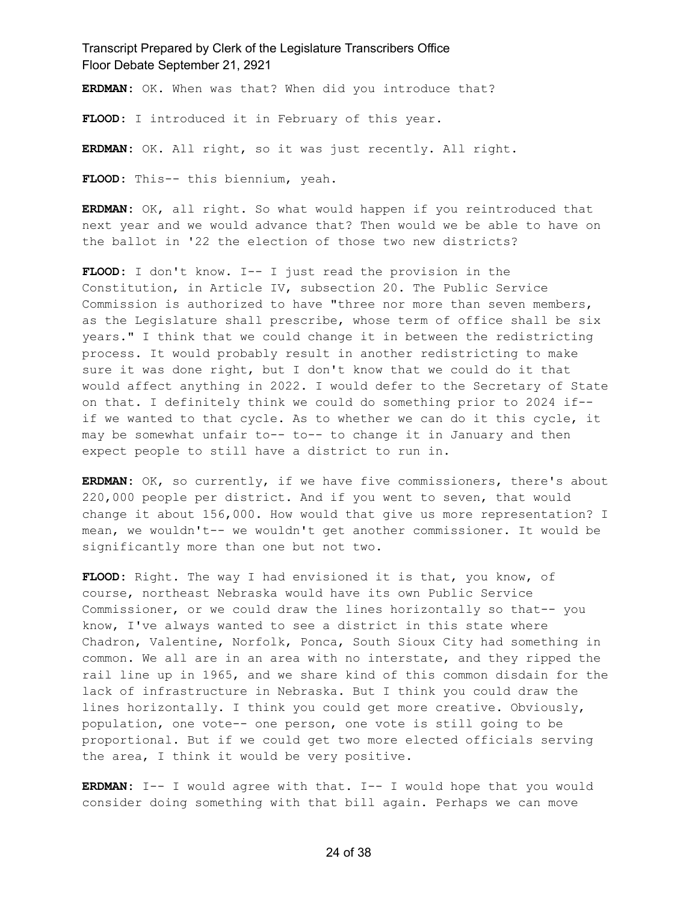**ERDMAN:** OK. When was that? When did you introduce that?

**FLOOD:** I introduced it in February of this year.

**ERDMAN:** OK. All right, so it was just recently. All right.

**FLOOD:** This-- this biennium, yeah.

**ERDMAN:** OK, all right. So what would happen if you reintroduced that next year and we would advance that? Then would we be able to have on the ballot in '22 the election of those two new districts?

**FLOOD:** I don't know. I-- I just read the provision in the Constitution, in Article IV, subsection 20. The Public Service Commission is authorized to have "three nor more than seven members, as the Legislature shall prescribe, whose term of office shall be six years." I think that we could change it in between the redistricting process. It would probably result in another redistricting to make sure it was done right, but I don't know that we could do it that would affect anything in 2022. I would defer to the Secretary of State on that. I definitely think we could do something prior to 2024 if-- if we wanted to that cycle. As to whether we can do it this cycle, it may be somewhat unfair to-- to-- to change it in January and then expect people to still have a district to run in.

**ERDMAN:** OK, so currently, if we have five commissioners, there's about 220,000 people per district. And if you went to seven, that would change it about 156,000. How would that give us more representation? I mean, we wouldn't-- we wouldn't get another commissioner. It would be significantly more than one but not two.

**FLOOD:** Right. The way I had envisioned it is that, you know, of course, northeast Nebraska would have its own Public Service Commissioner, or we could draw the lines horizontally so that-- you know, I've always wanted to see a district in this state where Chadron, Valentine, Norfolk, Ponca, South Sioux City had something in common. We all are in an area with no interstate, and they ripped the rail line up in 1965, and we share kind of this common disdain for the lack of infrastructure in Nebraska. But I think you could draw the lines horizontally. I think you could get more creative. Obviously, population, one vote-- one person, one vote is still going to be proportional. But if we could get two more elected officials serving the area, I think it would be very positive.

**ERDMAN:** I-- I would agree with that. I-- I would hope that you would consider doing something with that bill again. Perhaps we can move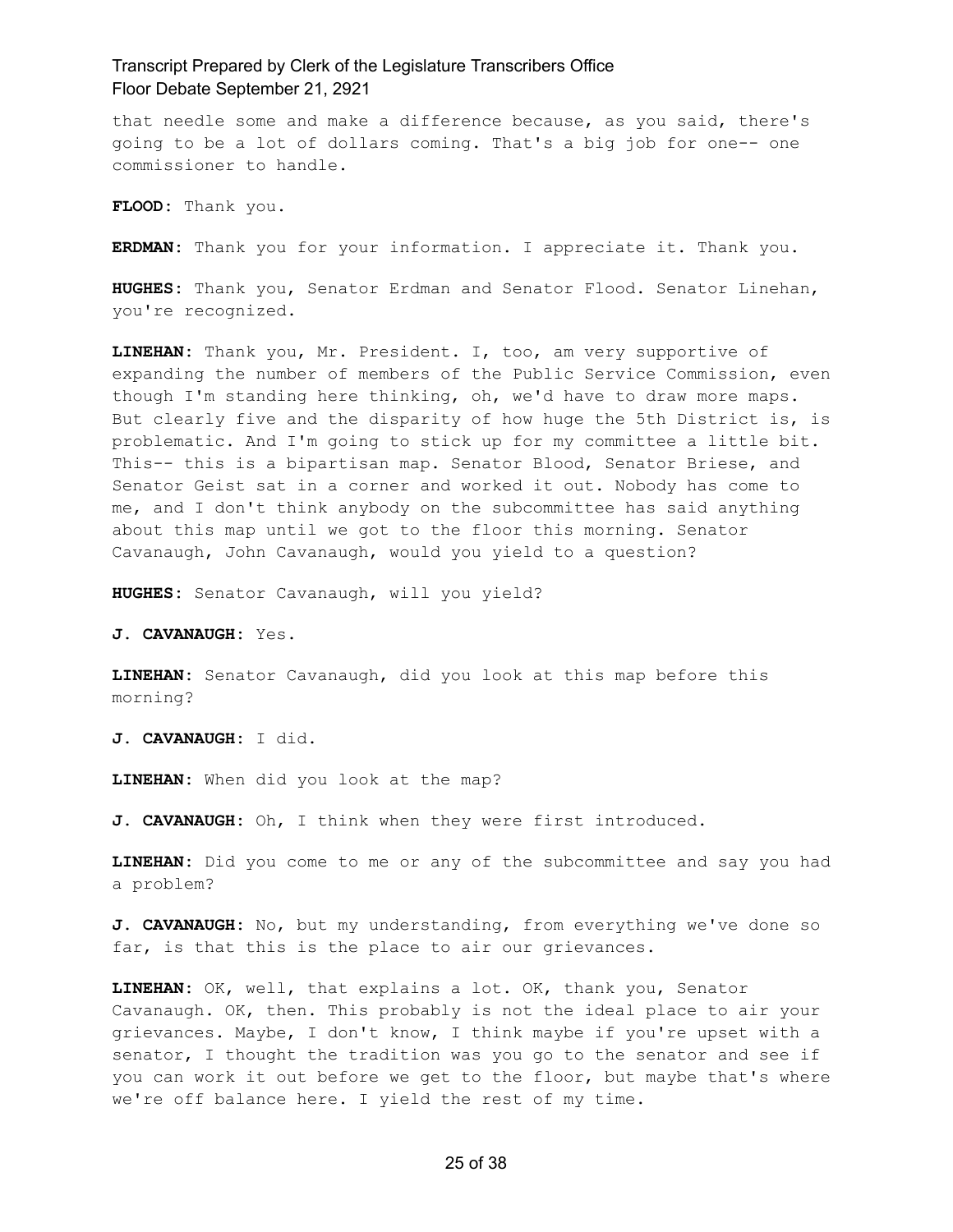that needle some and make a difference because, as you said, there's going to be a lot of dollars coming. That's a big job for one-- one commissioner to handle.

**FLOOD:** Thank you.

**ERDMAN:** Thank you for your information. I appreciate it. Thank you.

**HUGHES:** Thank you, Senator Erdman and Senator Flood. Senator Linehan, you're recognized.

**LINEHAN:** Thank you, Mr. President. I, too, am very supportive of expanding the number of members of the Public Service Commission, even though I'm standing here thinking, oh, we'd have to draw more maps. But clearly five and the disparity of how huge the 5th District is, is problematic. And I'm going to stick up for my committee a little bit. This-- this is a bipartisan map. Senator Blood, Senator Briese, and Senator Geist sat in a corner and worked it out. Nobody has come to me, and I don't think anybody on the subcommittee has said anything about this map until we got to the floor this morning. Senator Cavanaugh, John Cavanaugh, would you yield to a question?

**HUGHES:** Senator Cavanaugh, will you yield?

**J. CAVANAUGH:** Yes.

**LINEHAN:** Senator Cavanaugh, did you look at this map before this morning?

**J. CAVANAUGH:** I did.

**LINEHAN:** When did you look at the map?

**J. CAVANAUGH:** Oh, I think when they were first introduced.

**LINEHAN:** Did you come to me or any of the subcommittee and say you had a problem?

**J. CAVANAUGH:** No, but my understanding, from everything we've done so far, is that this is the place to air our grievances.

**LINEHAN:** OK, well, that explains a lot. OK, thank you, Senator Cavanaugh. OK, then. This probably is not the ideal place to air your grievances. Maybe, I don't know, I think maybe if you're upset with a senator, I thought the tradition was you go to the senator and see if you can work it out before we get to the floor, but maybe that's where we're off balance here. I yield the rest of my time.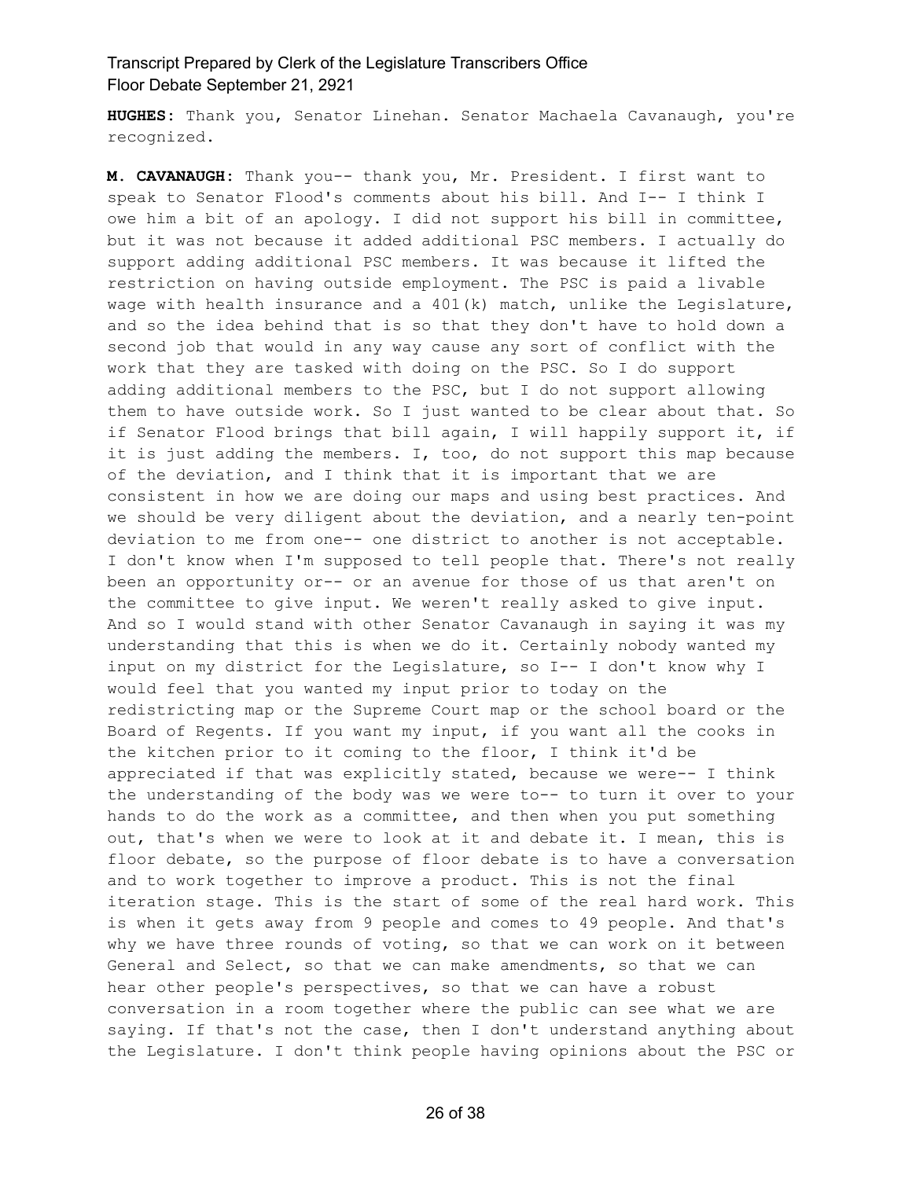**HUGHES:** Thank you, Senator Linehan. Senator Machaela Cavanaugh, you're recognized.

**M. CAVANAUGH:** Thank you-- thank you, Mr. President. I first want to speak to Senator Flood's comments about his bill. And I-- I think I owe him a bit of an apology. I did not support his bill in committee, but it was not because it added additional PSC members. I actually do support adding additional PSC members. It was because it lifted the restriction on having outside employment. The PSC is paid a livable wage with health insurance and a 401(k) match, unlike the Legislature, and so the idea behind that is so that they don't have to hold down a second job that would in any way cause any sort of conflict with the work that they are tasked with doing on the PSC. So I do support adding additional members to the PSC, but I do not support allowing them to have outside work. So I just wanted to be clear about that. So if Senator Flood brings that bill again, I will happily support it, if it is just adding the members. I, too, do not support this map because of the deviation, and I think that it is important that we are consistent in how we are doing our maps and using best practices. And we should be very diligent about the deviation, and a nearly ten-point deviation to me from one-- one district to another is not acceptable. I don't know when I'm supposed to tell people that. There's not really been an opportunity or-- or an avenue for those of us that aren't on the committee to give input. We weren't really asked to give input. And so I would stand with other Senator Cavanaugh in saying it was my understanding that this is when we do it. Certainly nobody wanted my input on my district for the Legislature, so I-- I don't know why I would feel that you wanted my input prior to today on the redistricting map or the Supreme Court map or the school board or the Board of Regents. If you want my input, if you want all the cooks in the kitchen prior to it coming to the floor, I think it'd be appreciated if that was explicitly stated, because we were-- I think the understanding of the body was we were to-- to turn it over to your hands to do the work as a committee, and then when you put something out, that's when we were to look at it and debate it. I mean, this is floor debate, so the purpose of floor debate is to have a conversation and to work together to improve a product. This is not the final iteration stage. This is the start of some of the real hard work. This is when it gets away from 9 people and comes to 49 people. And that's why we have three rounds of voting, so that we can work on it between General and Select, so that we can make amendments, so that we can hear other people's perspectives, so that we can have a robust conversation in a room together where the public can see what we are saying. If that's not the case, then I don't understand anything about the Legislature. I don't think people having opinions about the PSC or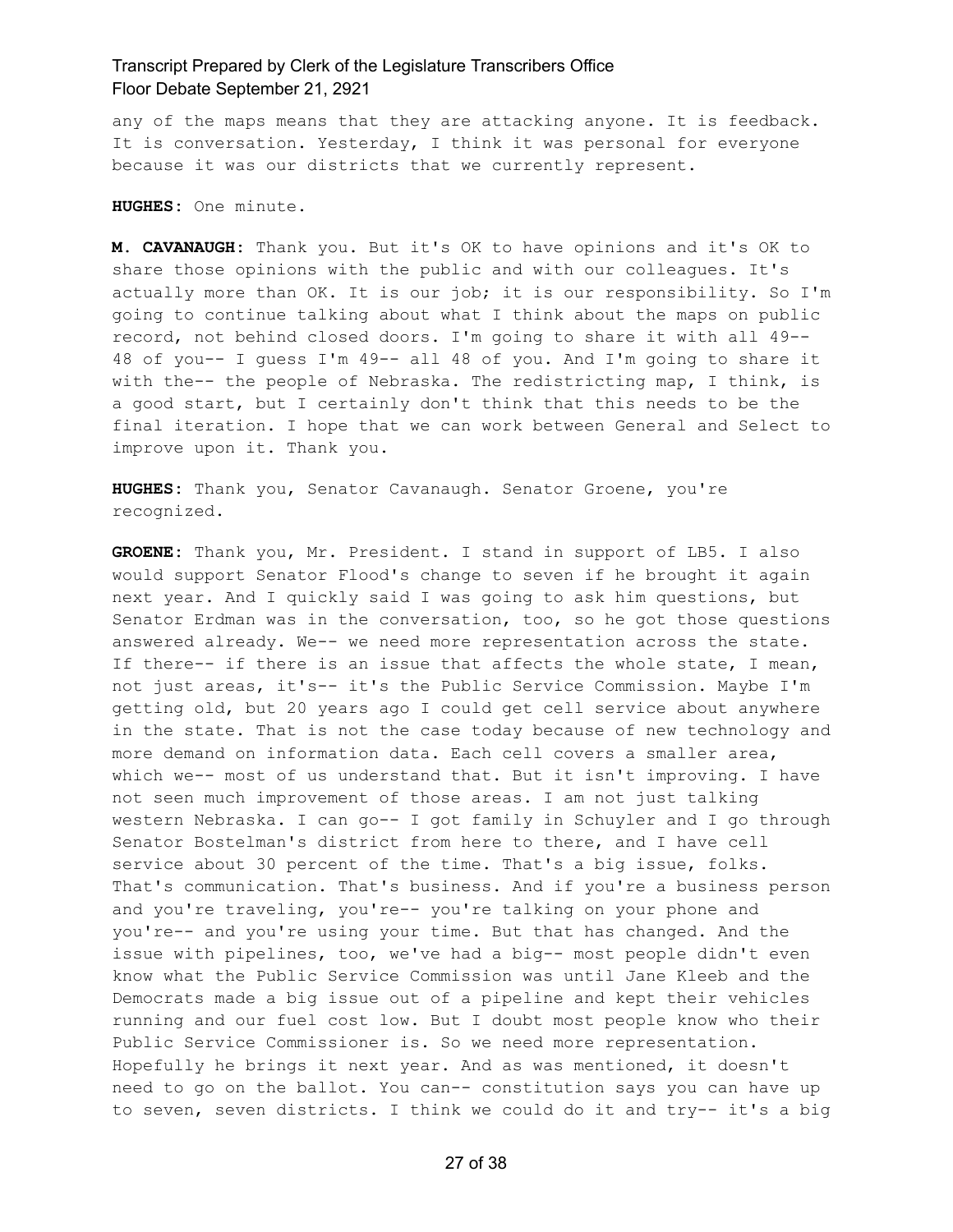any of the maps means that they are attacking anyone. It is feedback. It is conversation. Yesterday, I think it was personal for everyone because it was our districts that we currently represent.

**HUGHES:** One minute.

**M. CAVANAUGH:** Thank you. But it's OK to have opinions and it's OK to share those opinions with the public and with our colleagues. It's actually more than OK. It is our job; it is our responsibility. So I'm going to continue talking about what I think about the maps on public record, not behind closed doors. I'm going to share it with all 49-- 48 of you-- I guess I'm 49-- all 48 of you. And I'm going to share it with the-- the people of Nebraska. The redistricting map, I think, is a good start, but I certainly don't think that this needs to be the final iteration. I hope that we can work between General and Select to improve upon it. Thank you.

**HUGHES:** Thank you, Senator Cavanaugh. Senator Groene, you're recognized.

**GROENE:** Thank you, Mr. President. I stand in support of LB5. I also would support Senator Flood's change to seven if he brought it again next year. And I quickly said I was going to ask him questions, but Senator Erdman was in the conversation, too, so he got those questions answered already. We-- we need more representation across the state. If there-- if there is an issue that affects the whole state, I mean, not just areas, it's-- it's the Public Service Commission. Maybe I'm getting old, but 20 years ago I could get cell service about anywhere in the state. That is not the case today because of new technology and more demand on information data. Each cell covers a smaller area, which we-- most of us understand that. But it isn't improving. I have not seen much improvement of those areas. I am not just talking western Nebraska. I can go-- I got family in Schuyler and I go through Senator Bostelman's district from here to there, and I have cell service about 30 percent of the time. That's a big issue, folks. That's communication. That's business. And if you're a business person and you're traveling, you're-- you're talking on your phone and you're-- and you're using your time. But that has changed. And the issue with pipelines, too, we've had a big-- most people didn't even know what the Public Service Commission was until Jane Kleeb and the Democrats made a big issue out of a pipeline and kept their vehicles running and our fuel cost low. But I doubt most people know who their Public Service Commissioner is. So we need more representation. Hopefully he brings it next year. And as was mentioned, it doesn't need to go on the ballot. You can-- constitution says you can have up to seven, seven districts. I think we could do it and try-- it's a big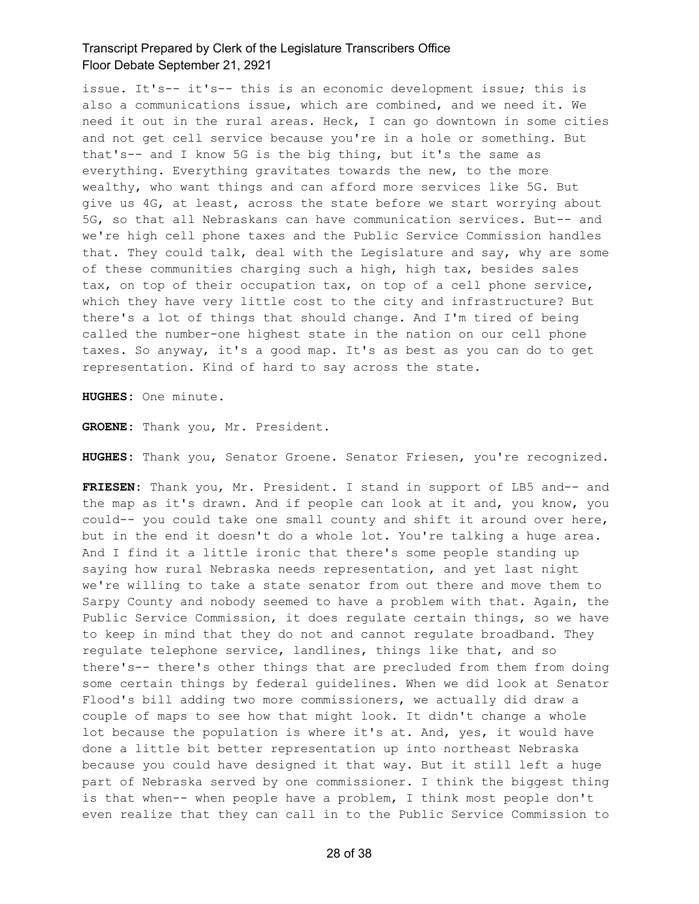issue. It's-- it's-- this is an economic development issue; this is also a communications issue, which are combined, and we need it. We need it out in the rural areas. Heck, I can go downtown in some cities and not get cell service because you're in a hole or something. But that's-- and I know 5G is the big thing, but it's the same as everything. Everything gravitates towards the new, to the more wealthy, who want things and can afford more services like 5G. But give us 4G, at least, across the state before we start worrying about 5G, so that all Nebraskans can have communication services. But-- and we're high cell phone taxes and the Public Service Commission handles that. They could talk, deal with the Legislature and say, why are some of these communities charging such a high, high tax, besides sales tax, on top of their occupation tax, on top of a cell phone service, which they have very little cost to the city and infrastructure? But there's a lot of things that should change. And I'm tired of being called the number-one highest state in the nation on our cell phone taxes. So anyway, it's a good map. It's as best as you can do to get representation. Kind of hard to say across the state.

**HUGHES:** One minute.

**GROENE:** Thank you, Mr. President.

**HUGHES:** Thank you, Senator Groene. Senator Friesen, you're recognized.

**FRIESEN:** Thank you, Mr. President. I stand in support of LB5 and-- and the map as it's drawn. And if people can look at it and, you know, you could-- you could take one small county and shift it around over here, but in the end it doesn't do a whole lot. You're talking a huge area. And I find it a little ironic that there's some people standing up saying how rural Nebraska needs representation, and yet last night we're willing to take a state senator from out there and move them to Sarpy County and nobody seemed to have a problem with that. Again, the Public Service Commission, it does regulate certain things, so we have to keep in mind that they do not and cannot regulate broadband. They regulate telephone service, landlines, things like that, and so there's-- there's other things that are precluded from them from doing some certain things by federal guidelines. When we did look at Senator Flood's bill adding two more commissioners, we actually did draw a couple of maps to see how that might look. It didn't change a whole lot because the population is where it's at. And, yes, it would have done a little bit better representation up into northeast Nebraska because you could have designed it that way. But it still left a huge part of Nebraska served by one commissioner. I think the biggest thing is that when-- when people have a problem, I think most people don't even realize that they can call in to the Public Service Commission to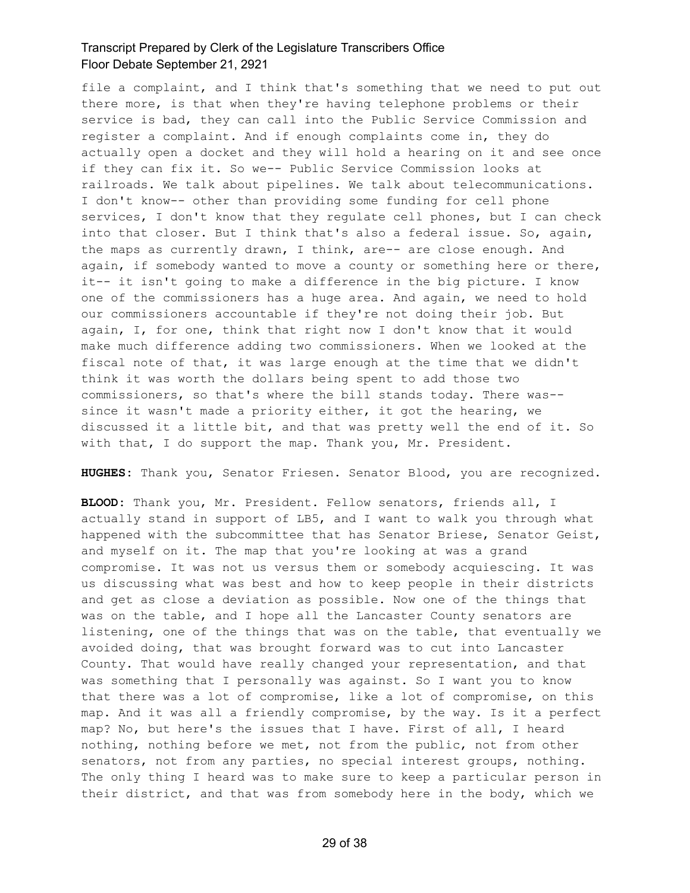file a complaint, and I think that's something that we need to put out there more, is that when they're having telephone problems or their service is bad, they can call into the Public Service Commission and register a complaint. And if enough complaints come in, they do actually open a docket and they will hold a hearing on it and see once if they can fix it. So we-- Public Service Commission looks at railroads. We talk about pipelines. We talk about telecommunications. I don't know-- other than providing some funding for cell phone services, I don't know that they regulate cell phones, but I can check into that closer. But I think that's also a federal issue. So, again, the maps as currently drawn, I think, are-- are close enough. And again, if somebody wanted to move a county or something here or there, it-- it isn't going to make a difference in the big picture. I know one of the commissioners has a huge area. And again, we need to hold our commissioners accountable if they're not doing their job. But again, I, for one, think that right now I don't know that it would make much difference adding two commissioners. When we looked at the fiscal note of that, it was large enough at the time that we didn't think it was worth the dollars being spent to add those two commissioners, so that's where the bill stands today. There was-- since it wasn't made a priority either, it got the hearing, we discussed it a little bit, and that was pretty well the end of it. So with that, I do support the map. Thank you, Mr. President.

**HUGHES:** Thank you, Senator Friesen. Senator Blood, you are recognized.

**BLOOD:** Thank you, Mr. President. Fellow senators, friends all, I actually stand in support of LB5, and I want to walk you through what happened with the subcommittee that has Senator Briese, Senator Geist, and myself on it. The map that you're looking at was a grand compromise. It was not us versus them or somebody acquiescing. It was us discussing what was best and how to keep people in their districts and get as close a deviation as possible. Now one of the things that was on the table, and I hope all the Lancaster County senators are listening, one of the things that was on the table, that eventually we avoided doing, that was brought forward was to cut into Lancaster County. That would have really changed your representation, and that was something that I personally was against. So I want you to know that there was a lot of compromise, like a lot of compromise, on this map. And it was all a friendly compromise, by the way. Is it a perfect map? No, but here's the issues that I have. First of all, I heard nothing, nothing before we met, not from the public, not from other senators, not from any parties, no special interest groups, nothing. The only thing I heard was to make sure to keep a particular person in their district, and that was from somebody here in the body, which we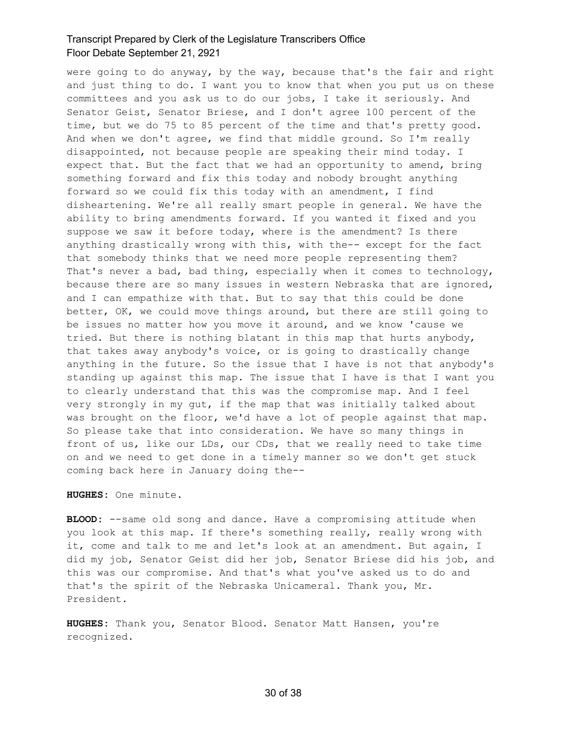were going to do anyway, by the way, because that's the fair and right and just thing to do. I want you to know that when you put us on these committees and you ask us to do our jobs, I take it seriously. And Senator Geist, Senator Briese, and I don't agree 100 percent of the time, but we do 75 to 85 percent of the time and that's pretty good. And when we don't agree, we find that middle ground. So I'm really disappointed, not because people are speaking their mind today. I expect that. But the fact that we had an opportunity to amend, bring something forward and fix this today and nobody brought anything forward so we could fix this today with an amendment, I find disheartening. We're all really smart people in general. We have the ability to bring amendments forward. If you wanted it fixed and you suppose we saw it before today, where is the amendment? Is there anything drastically wrong with this, with the-- except for the fact that somebody thinks that we need more people representing them? That's never a bad, bad thing, especially when it comes to technology, because there are so many issues in western Nebraska that are ignored, and I can empathize with that. But to say that this could be done better, OK, we could move things around, but there are still going to be issues no matter how you move it around, and we know 'cause we tried. But there is nothing blatant in this map that hurts anybody, that takes away anybody's voice, or is going to drastically change anything in the future. So the issue that I have is not that anybody's standing up against this map. The issue that I have is that I want you to clearly understand that this was the compromise map. And I feel very strongly in my gut, if the map that was initially talked about was brought on the floor, we'd have a lot of people against that map. So please take that into consideration. We have so many things in front of us, like our LDs, our CDs, that we really need to take time on and we need to get done in a timely manner so we don't get stuck coming back here in January doing the--

**HUGHES:** One minute.

**BLOOD:** --same old song and dance. Have a compromising attitude when you look at this map. If there's something really, really wrong with it, come and talk to me and let's look at an amendment. But again, I did my job, Senator Geist did her job, Senator Briese did his job, and this was our compromise. And that's what you've asked us to do and that's the spirit of the Nebraska Unicameral. Thank you, Mr. President.

**HUGHES:** Thank you, Senator Blood. Senator Matt Hansen, you're recognized.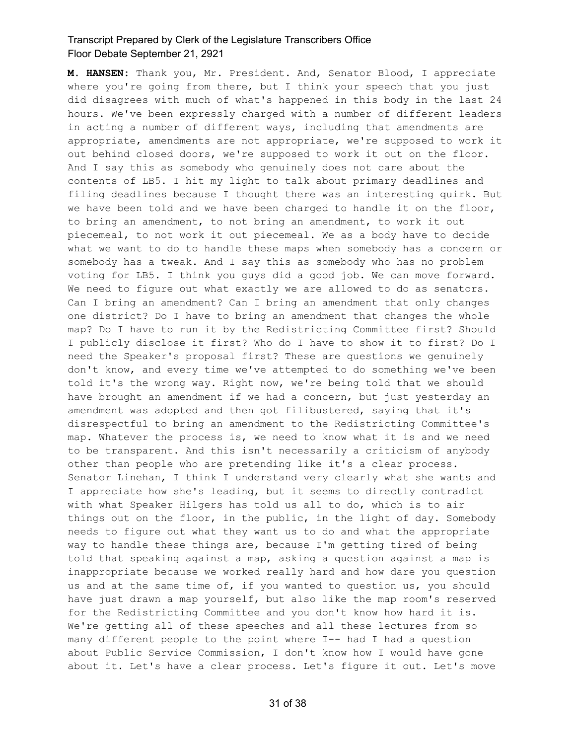**M. HANSEN:** Thank you, Mr. President. And, Senator Blood, I appreciate where you're going from there, but I think your speech that you just did disagrees with much of what's happened in this body in the last 24 hours. We've been expressly charged with a number of different leaders in acting a number of different ways, including that amendments are appropriate, amendments are not appropriate, we're supposed to work it out behind closed doors, we're supposed to work it out on the floor. And I say this as somebody who genuinely does not care about the contents of LB5. I hit my light to talk about primary deadlines and filing deadlines because I thought there was an interesting quirk. But we have been told and we have been charged to handle it on the floor, to bring an amendment, to not bring an amendment, to work it out piecemeal, to not work it out piecemeal. We as a body have to decide what we want to do to handle these maps when somebody has a concern or somebody has a tweak. And I say this as somebody who has no problem voting for LB5. I think you guys did a good job. We can move forward. We need to figure out what exactly we are allowed to do as senators. Can I bring an amendment? Can I bring an amendment that only changes one district? Do I have to bring an amendment that changes the whole map? Do I have to run it by the Redistricting Committee first? Should I publicly disclose it first? Who do I have to show it to first? Do I need the Speaker's proposal first? These are questions we genuinely don't know, and every time we've attempted to do something we've been told it's the wrong way. Right now, we're being told that we should have brought an amendment if we had a concern, but just yesterday an amendment was adopted and then got filibustered, saying that it's disrespectful to bring an amendment to the Redistricting Committee's map. Whatever the process is, we need to know what it is and we need to be transparent. And this isn't necessarily a criticism of anybody other than people who are pretending like it's a clear process. Senator Linehan, I think I understand very clearly what she wants and I appreciate how she's leading, but it seems to directly contradict with what Speaker Hilgers has told us all to do, which is to air things out on the floor, in the public, in the light of day. Somebody needs to figure out what they want us to do and what the appropriate way to handle these things are, because I'm getting tired of being told that speaking against a map, asking a question against a map is inappropriate because we worked really hard and how dare you question us and at the same time of, if you wanted to question us, you should have just drawn a map yourself, but also like the map room's reserved for the Redistricting Committee and you don't know how hard it is. We're getting all of these speeches and all these lectures from so many different people to the point where I-- had I had a question about Public Service Commission, I don't know how I would have gone about it. Let's have a clear process. Let's figure it out. Let's move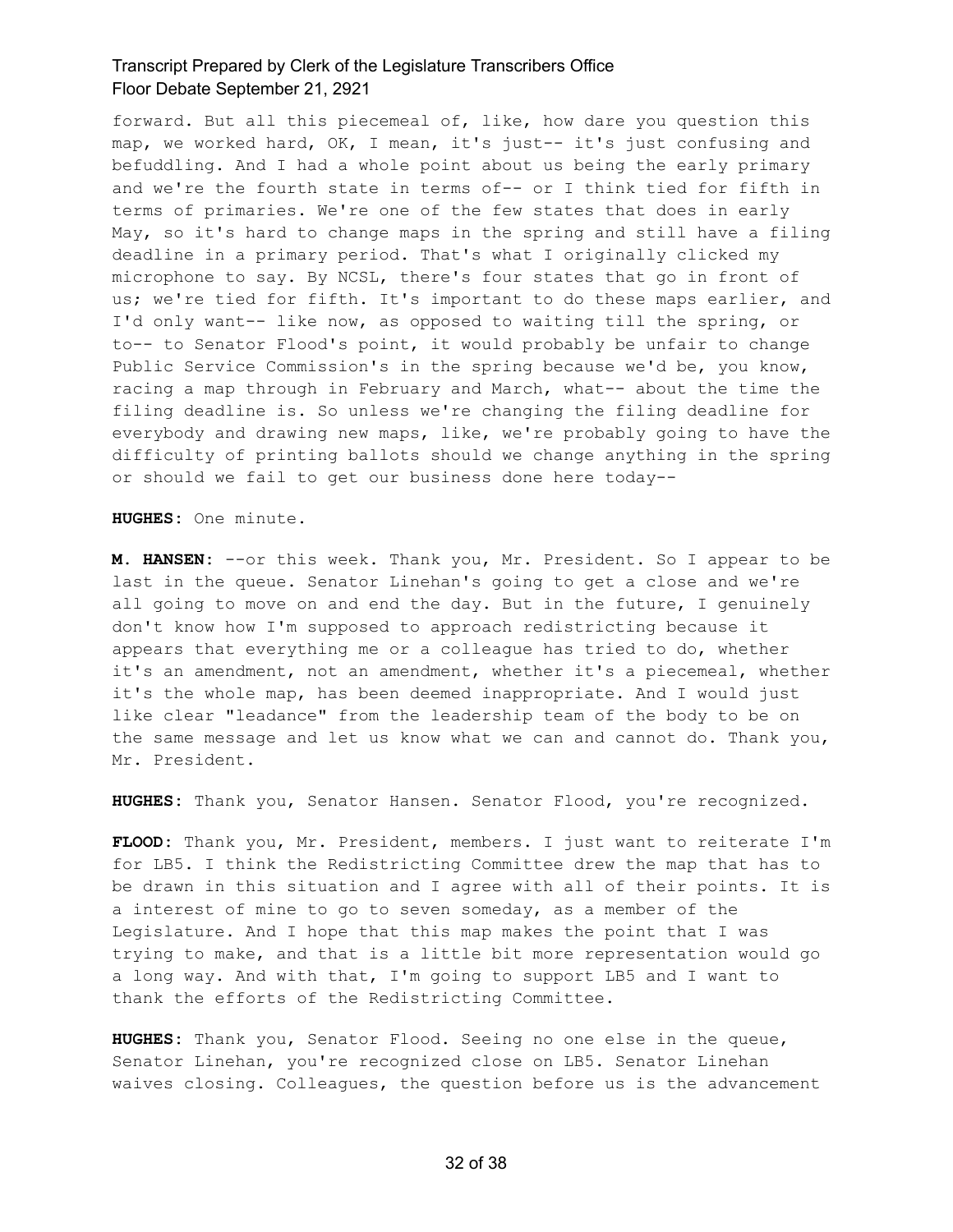forward. But all this piecemeal of, like, how dare you question this map, we worked hard, OK, I mean, it's just-- it's just confusing and befuddling. And I had a whole point about us being the early primary and we're the fourth state in terms of-- or I think tied for fifth in terms of primaries. We're one of the few states that does in early May, so it's hard to change maps in the spring and still have a filing deadline in a primary period. That's what I originally clicked my microphone to say. By NCSL, there's four states that go in front of us; we're tied for fifth. It's important to do these maps earlier, and I'd only want-- like now, as opposed to waiting till the spring, or to-- to Senator Flood's point, it would probably be unfair to change Public Service Commission's in the spring because we'd be, you know, racing a map through in February and March, what-- about the time the filing deadline is. So unless we're changing the filing deadline for everybody and drawing new maps, like, we're probably going to have the difficulty of printing ballots should we change anything in the spring or should we fail to get our business done here today--

**HUGHES:** One minute.

**M. HANSEN:** --or this week. Thank you, Mr. President. So I appear to be last in the queue. Senator Linehan's going to get a close and we're all going to move on and end the day. But in the future, I genuinely don't know how I'm supposed to approach redistricting because it appears that everything me or a colleague has tried to do, whether it's an amendment, not an amendment, whether it's a piecemeal, whether it's the whole map, has been deemed inappropriate. And I would just like clear "leadance" from the leadership team of the body to be on the same message and let us know what we can and cannot do. Thank you, Mr. President.

**HUGHES:** Thank you, Senator Hansen. Senator Flood, you're recognized.

**FLOOD:** Thank you, Mr. President, members. I just want to reiterate I'm for LB5. I think the Redistricting Committee drew the map that has to be drawn in this situation and I agree with all of their points. It is a interest of mine to go to seven someday, as a member of the Legislature. And I hope that this map makes the point that I was trying to make, and that is a little bit more representation would go a long way. And with that, I'm going to support LB5 and I want to thank the efforts of the Redistricting Committee.

**HUGHES:** Thank you, Senator Flood. Seeing no one else in the queue, Senator Linehan, you're recognized close on LB5. Senator Linehan waives closing. Colleagues, the question before us is the advancement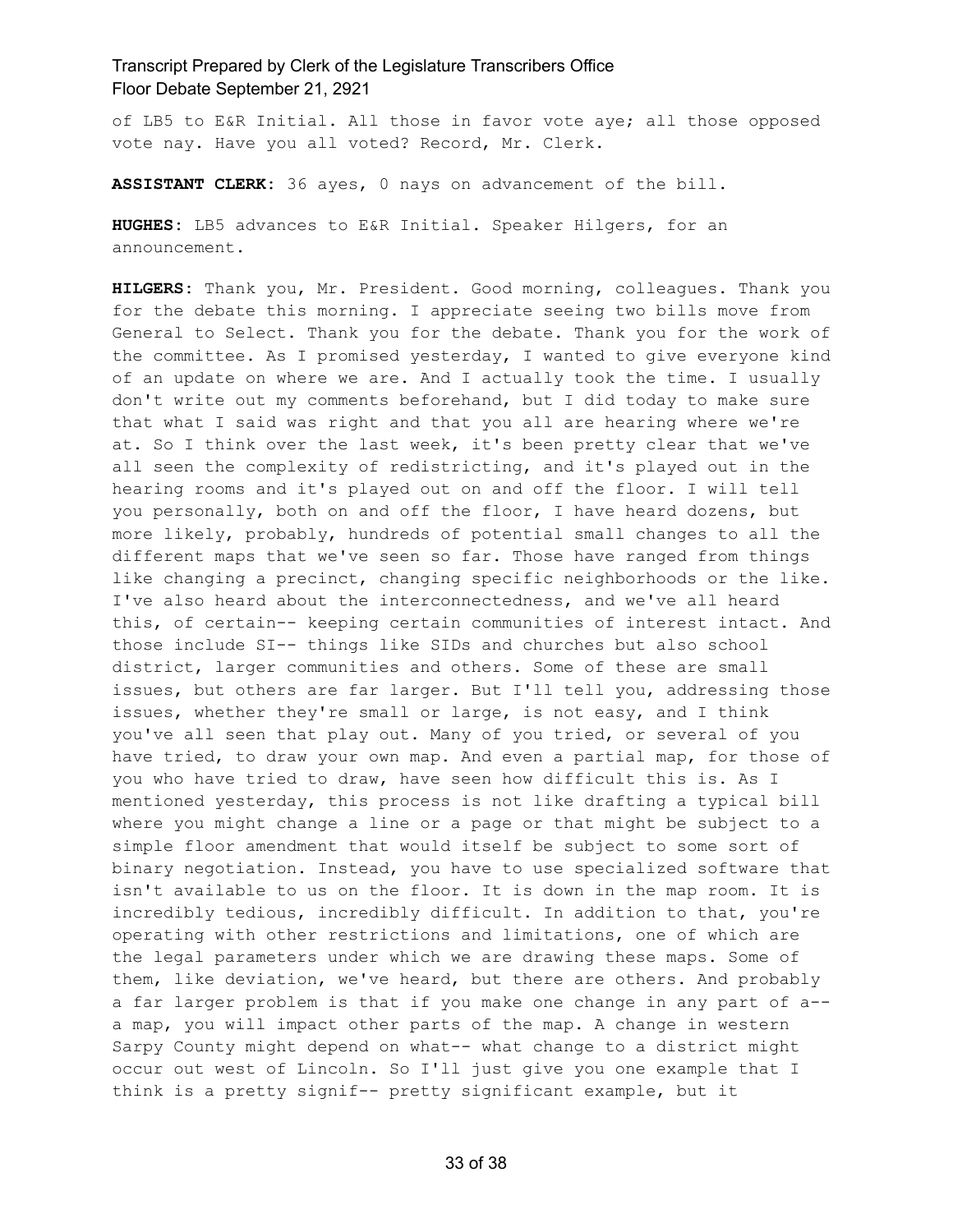of LB5 to E&R Initial. All those in favor vote aye; all those opposed vote nay. Have you all voted? Record, Mr. Clerk.

**ASSISTANT CLERK:** 36 ayes, 0 nays on advancement of the bill.

**HUGHES:** LB5 advances to E&R Initial. Speaker Hilgers, for an announcement.

**HILGERS:** Thank you, Mr. President. Good morning, colleagues. Thank you for the debate this morning. I appreciate seeing two bills move from General to Select. Thank you for the debate. Thank you for the work of the committee. As I promised yesterday, I wanted to give everyone kind of an update on where we are. And I actually took the time. I usually don't write out my comments beforehand, but I did today to make sure that what I said was right and that you all are hearing where we're at. So I think over the last week, it's been pretty clear that we've all seen the complexity of redistricting, and it's played out in the hearing rooms and it's played out on and off the floor. I will tell you personally, both on and off the floor, I have heard dozens, but more likely, probably, hundreds of potential small changes to all the different maps that we've seen so far. Those have ranged from things like changing a precinct, changing specific neighborhoods or the like. I've also heard about the interconnectedness, and we've all heard this, of certain-- keeping certain communities of interest intact. And those include SI-- things like SIDs and churches but also school district, larger communities and others. Some of these are small issues, but others are far larger. But I'll tell you, addressing those issues, whether they're small or large, is not easy, and I think you've all seen that play out. Many of you tried, or several of you have tried, to draw your own map. And even a partial map, for those of you who have tried to draw, have seen how difficult this is. As I mentioned yesterday, this process is not like drafting a typical bill where you might change a line or a page or that might be subject to a simple floor amendment that would itself be subject to some sort of binary negotiation. Instead, you have to use specialized software that isn't available to us on the floor. It is down in the map room. It is incredibly tedious, incredibly difficult. In addition to that, you're operating with other restrictions and limitations, one of which are the legal parameters under which we are drawing these maps. Some of them, like deviation, we've heard, but there are others. And probably a far larger problem is that if you make one change in any part of a-- a map, you will impact other parts of the map. A change in western Sarpy County might depend on what-- what change to a district might occur out west of Lincoln. So I'll just give you one example that I think is a pretty signif-- pretty significant example, but it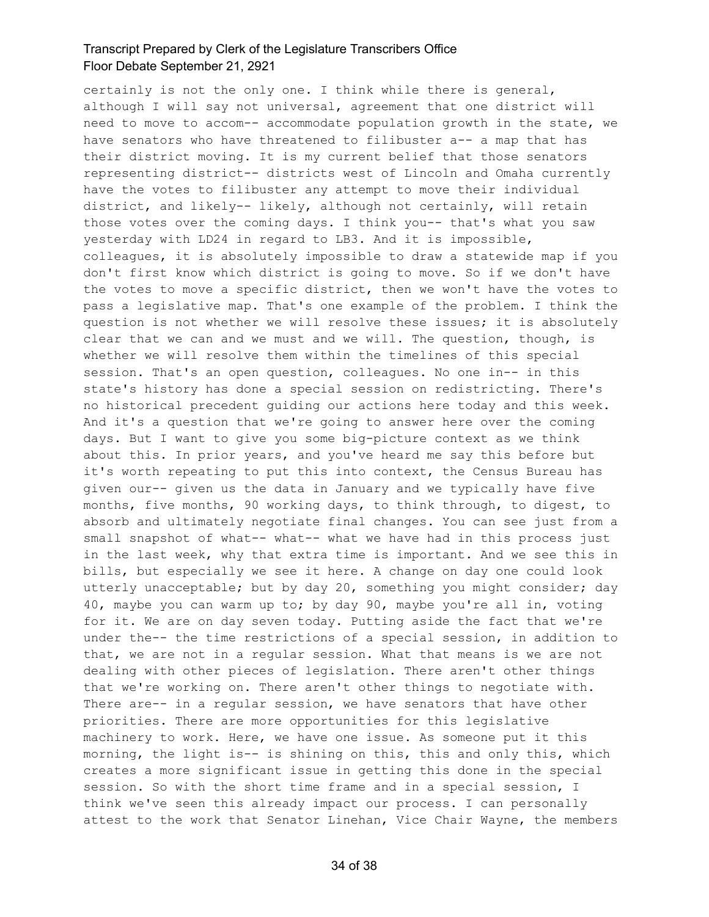certainly is not the only one. I think while there is general, although I will say not universal, agreement that one district will need to move to accom-- accommodate population growth in the state, we have senators who have threatened to filibuster a-- a map that has their district moving. It is my current belief that those senators representing district-- districts west of Lincoln and Omaha currently have the votes to filibuster any attempt to move their individual district, and likely-- likely, although not certainly, will retain those votes over the coming days. I think you-- that's what you saw yesterday with LD24 in regard to LB3. And it is impossible, colleagues, it is absolutely impossible to draw a statewide map if you don't first know which district is going to move. So if we don't have the votes to move a specific district, then we won't have the votes to pass a legislative map. That's one example of the problem. I think the question is not whether we will resolve these issues; it is absolutely clear that we can and we must and we will. The question, though, is whether we will resolve them within the timelines of this special session. That's an open question, colleagues. No one in-- in this state's history has done a special session on redistricting. There's no historical precedent guiding our actions here today and this week. And it's a question that we're going to answer here over the coming days. But I want to give you some big-picture context as we think about this. In prior years, and you've heard me say this before but it's worth repeating to put this into context, the Census Bureau has given our-- given us the data in January and we typically have five months, five months, 90 working days, to think through, to digest, to absorb and ultimately negotiate final changes. You can see just from a small snapshot of what-- what-- what we have had in this process just in the last week, why that extra time is important. And we see this in bills, but especially we see it here. A change on day one could look utterly unacceptable; but by day 20, something you might consider; day 40, maybe you can warm up to; by day 90, maybe you're all in, voting for it. We are on day seven today. Putting aside the fact that we're under the-- the time restrictions of a special session, in addition to that, we are not in a regular session. What that means is we are not dealing with other pieces of legislation. There aren't other things that we're working on. There aren't other things to negotiate with. There are-- in a regular session, we have senators that have other priorities. There are more opportunities for this legislative machinery to work. Here, we have one issue. As someone put it this morning, the light is-- is shining on this, this and only this, which creates a more significant issue in getting this done in the special session. So with the short time frame and in a special session, I think we've seen this already impact our process. I can personally attest to the work that Senator Linehan, Vice Chair Wayne, the members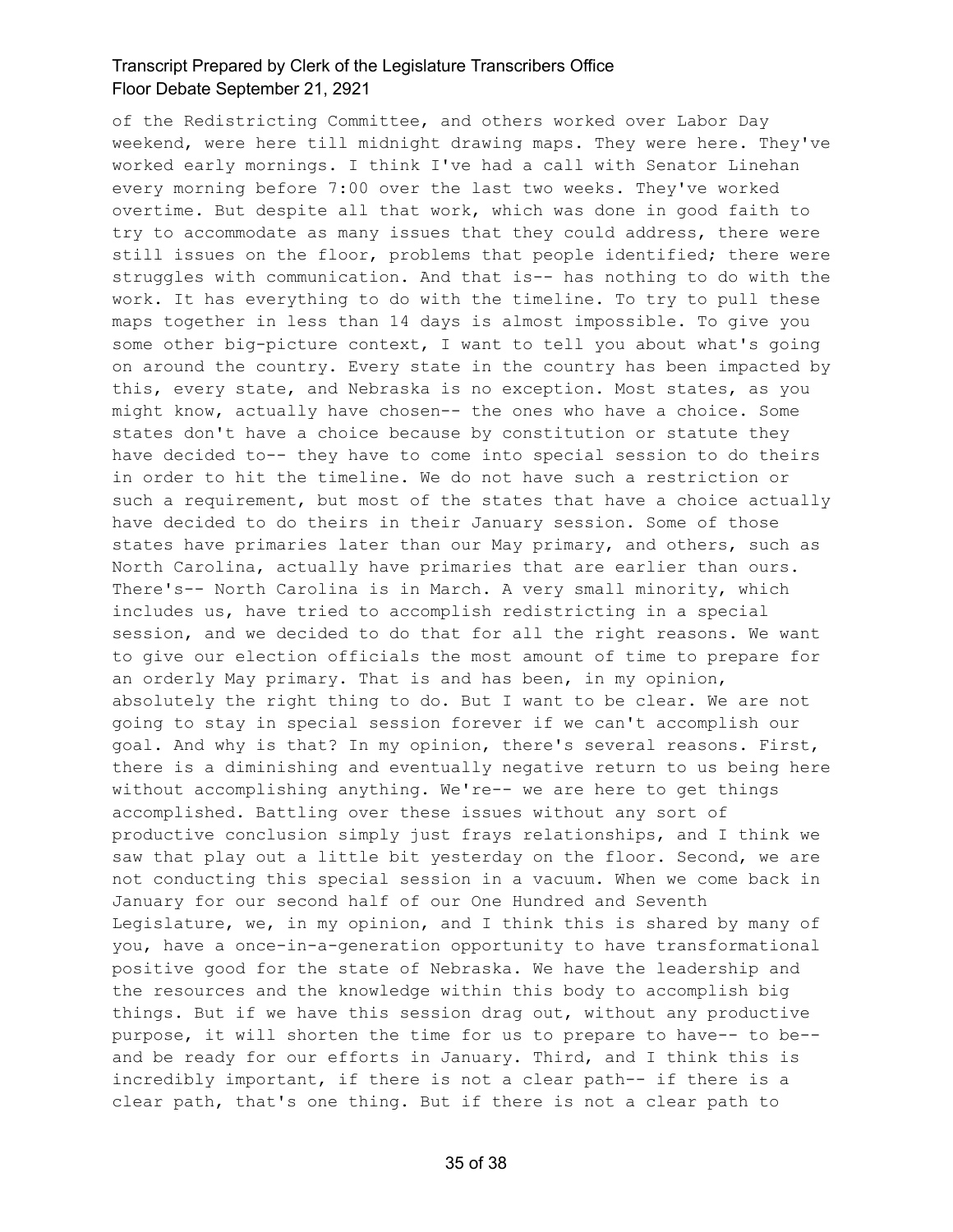of the Redistricting Committee, and others worked over Labor Day weekend, were here till midnight drawing maps. They were here. They've worked early mornings. I think I've had a call with Senator Linehan every morning before 7:00 over the last two weeks. They've worked overtime. But despite all that work, which was done in good faith to try to accommodate as many issues that they could address, there were still issues on the floor, problems that people identified; there were struggles with communication. And that is-- has nothing to do with the work. It has everything to do with the timeline. To try to pull these maps together in less than 14 days is almost impossible. To give you some other big-picture context, I want to tell you about what's going on around the country. Every state in the country has been impacted by this, every state, and Nebraska is no exception. Most states, as you might know, actually have chosen-- the ones who have a choice. Some states don't have a choice because by constitution or statute they have decided to-- they have to come into special session to do theirs in order to hit the timeline. We do not have such a restriction or such a requirement, but most of the states that have a choice actually have decided to do theirs in their January session. Some of those states have primaries later than our May primary, and others, such as North Carolina, actually have primaries that are earlier than ours. There's-- North Carolina is in March. A very small minority, which includes us, have tried to accomplish redistricting in a special session, and we decided to do that for all the right reasons. We want to give our election officials the most amount of time to prepare for an orderly May primary. That is and has been, in my opinion, absolutely the right thing to do. But I want to be clear. We are not going to stay in special session forever if we can't accomplish our goal. And why is that? In my opinion, there's several reasons. First, there is a diminishing and eventually negative return to us being here without accomplishing anything. We're-- we are here to get things accomplished. Battling over these issues without any sort of productive conclusion simply just frays relationships, and I think we saw that play out a little bit yesterday on the floor. Second, we are not conducting this special session in a vacuum. When we come back in January for our second half of our One Hundred and Seventh Legislature, we, in my opinion, and I think this is shared by many of you, have a once-in-a-generation opportunity to have transformational positive good for the state of Nebraska. We have the leadership and the resources and the knowledge within this body to accomplish big things. But if we have this session drag out, without any productive purpose, it will shorten the time for us to prepare to have-- to be-- and be ready for our efforts in January. Third, and I think this is incredibly important, if there is not a clear path-- if there is a clear path, that's one thing. But if there is not a clear path to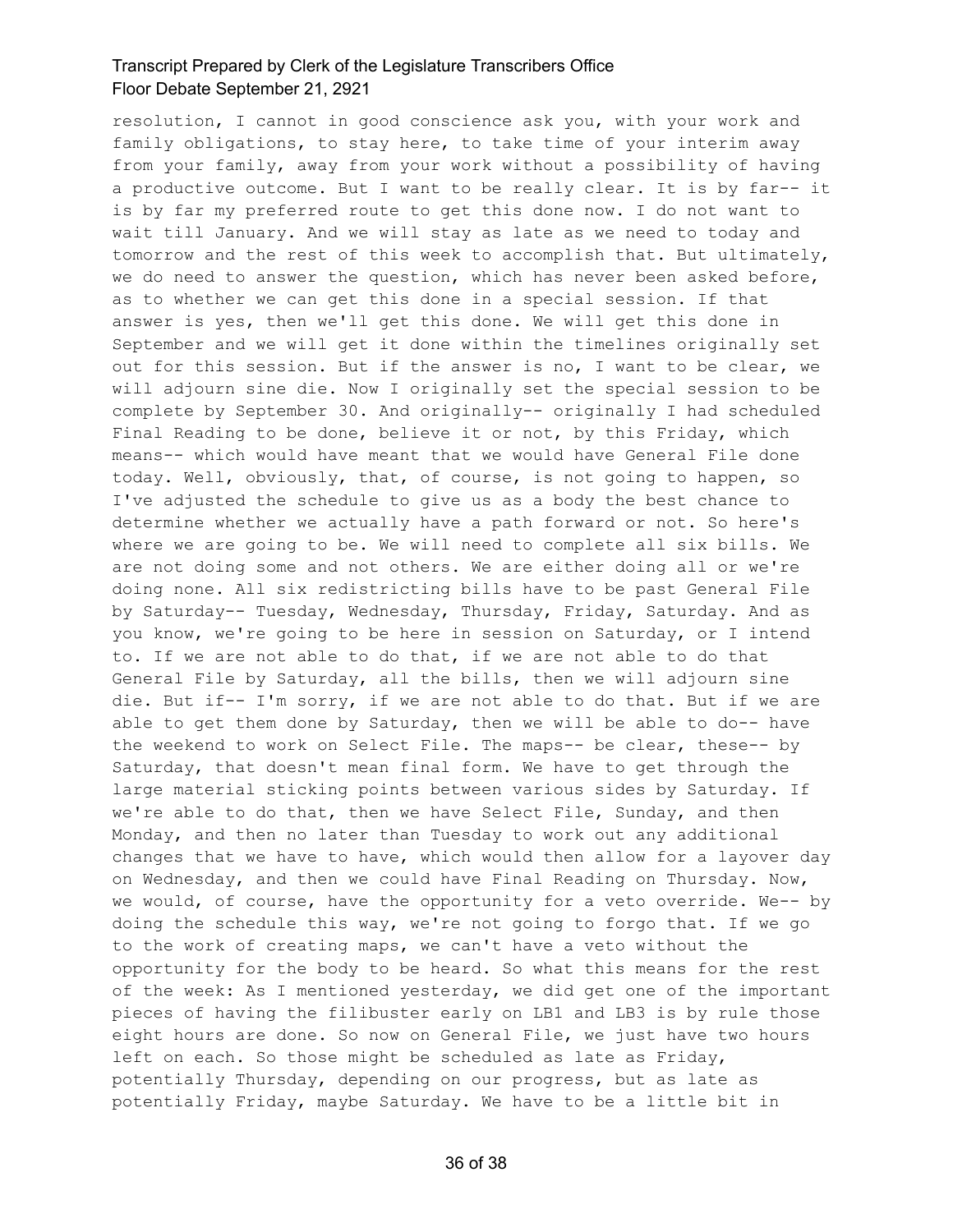resolution, I cannot in good conscience ask you, with your work and family obligations, to stay here, to take time of your interim away from your family, away from your work without a possibility of having a productive outcome. But I want to be really clear. It is by far-- it is by far my preferred route to get this done now. I do not want to wait till January. And we will stay as late as we need to today and tomorrow and the rest of this week to accomplish that. But ultimately, we do need to answer the question, which has never been asked before, as to whether we can get this done in a special session. If that answer is yes, then we'll get this done. We will get this done in September and we will get it done within the timelines originally set out for this session. But if the answer is no, I want to be clear, we will adjourn sine die. Now I originally set the special session to be complete by September 30. And originally-- originally I had scheduled Final Reading to be done, believe it or not, by this Friday, which means-- which would have meant that we would have General File done today. Well, obviously, that, of course, is not going to happen, so I've adjusted the schedule to give us as a body the best chance to determine whether we actually have a path forward or not. So here's where we are going to be. We will need to complete all six bills. We are not doing some and not others. We are either doing all or we're doing none. All six redistricting bills have to be past General File by Saturday-- Tuesday, Wednesday, Thursday, Friday, Saturday. And as you know, we're going to be here in session on Saturday, or I intend to. If we are not able to do that, if we are not able to do that General File by Saturday, all the bills, then we will adjourn sine die. But if-- I'm sorry, if we are not able to do that. But if we are able to get them done by Saturday, then we will be able to do-- have the weekend to work on Select File. The maps-- be clear, these-- by Saturday, that doesn't mean final form. We have to get through the large material sticking points between various sides by Saturday. If we're able to do that, then we have Select File, Sunday, and then Monday, and then no later than Tuesday to work out any additional changes that we have to have, which would then allow for a layover day on Wednesday, and then we could have Final Reading on Thursday. Now, we would, of course, have the opportunity for a veto override. We-- by doing the schedule this way, we're not going to forgo that. If we go to the work of creating maps, we can't have a veto without the opportunity for the body to be heard. So what this means for the rest of the week: As I mentioned yesterday, we did get one of the important pieces of having the filibuster early on LB1 and LB3 is by rule those eight hours are done. So now on General File, we just have two hours left on each. So those might be scheduled as late as Friday, potentially Thursday, depending on our progress, but as late as potentially Friday, maybe Saturday. We have to be a little bit in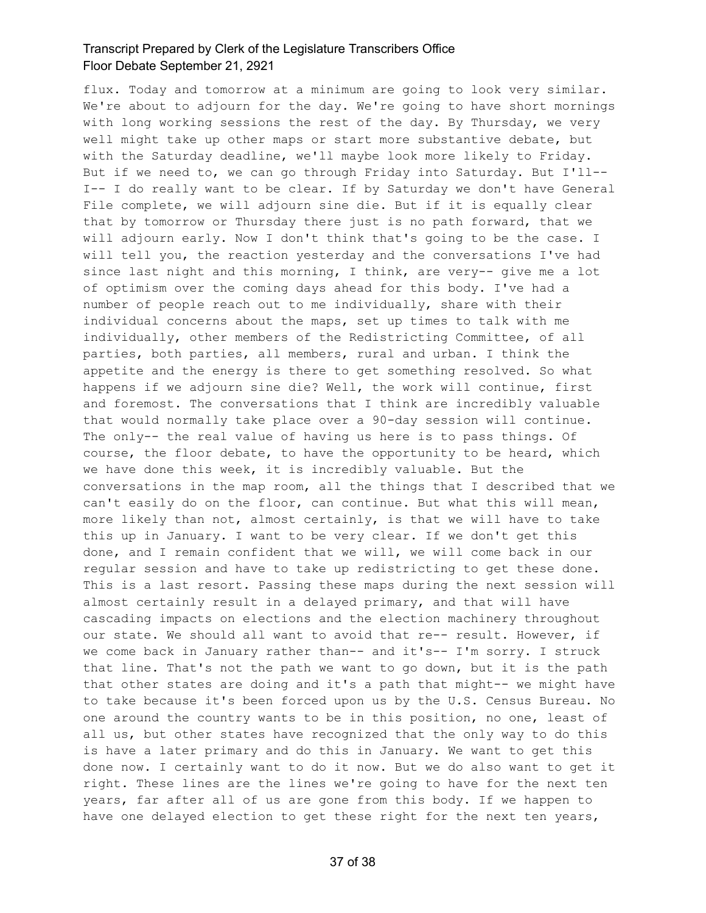flux. Today and tomorrow at a minimum are going to look very similar. We're about to adjourn for the day. We're going to have short mornings with long working sessions the rest of the day. By Thursday, we very well might take up other maps or start more substantive debate, but with the Saturday deadline, we'll maybe look more likely to Friday. But if we need to, we can go through Friday into Saturday. But I'll-- I-- I do really want to be clear. If by Saturday we don't have General File complete, we will adjourn sine die. But if it is equally clear that by tomorrow or Thursday there just is no path forward, that we will adjourn early. Now I don't think that's going to be the case. I will tell you, the reaction yesterday and the conversations I've had since last night and this morning, I think, are very-- give me a lot of optimism over the coming days ahead for this body. I've had a number of people reach out to me individually, share with their individual concerns about the maps, set up times to talk with me individually, other members of the Redistricting Committee, of all parties, both parties, all members, rural and urban. I think the appetite and the energy is there to get something resolved. So what happens if we adjourn sine die? Well, the work will continue, first and foremost. The conversations that I think are incredibly valuable that would normally take place over a 90-day session will continue. The only-- the real value of having us here is to pass things. Of course, the floor debate, to have the opportunity to be heard, which we have done this week, it is incredibly valuable. But the conversations in the map room, all the things that I described that we can't easily do on the floor, can continue. But what this will mean, more likely than not, almost certainly, is that we will have to take this up in January. I want to be very clear. If we don't get this done, and I remain confident that we will, we will come back in our regular session and have to take up redistricting to get these done. This is a last resort. Passing these maps during the next session will almost certainly result in a delayed primary, and that will have cascading impacts on elections and the election machinery throughout our state. We should all want to avoid that re-- result. However, if we come back in January rather than-- and it's-- I'm sorry. I struck that line. That's not the path we want to go down, but it is the path that other states are doing and it's a path that might-- we might have to take because it's been forced upon us by the U.S. Census Bureau. No one around the country wants to be in this position, no one, least of all us, but other states have recognized that the only way to do this is have a later primary and do this in January. We want to get this done now. I certainly want to do it now. But we do also want to get it right. These lines are the lines we're going to have for the next ten years, far after all of us are gone from this body. If we happen to have one delayed election to get these right for the next ten years,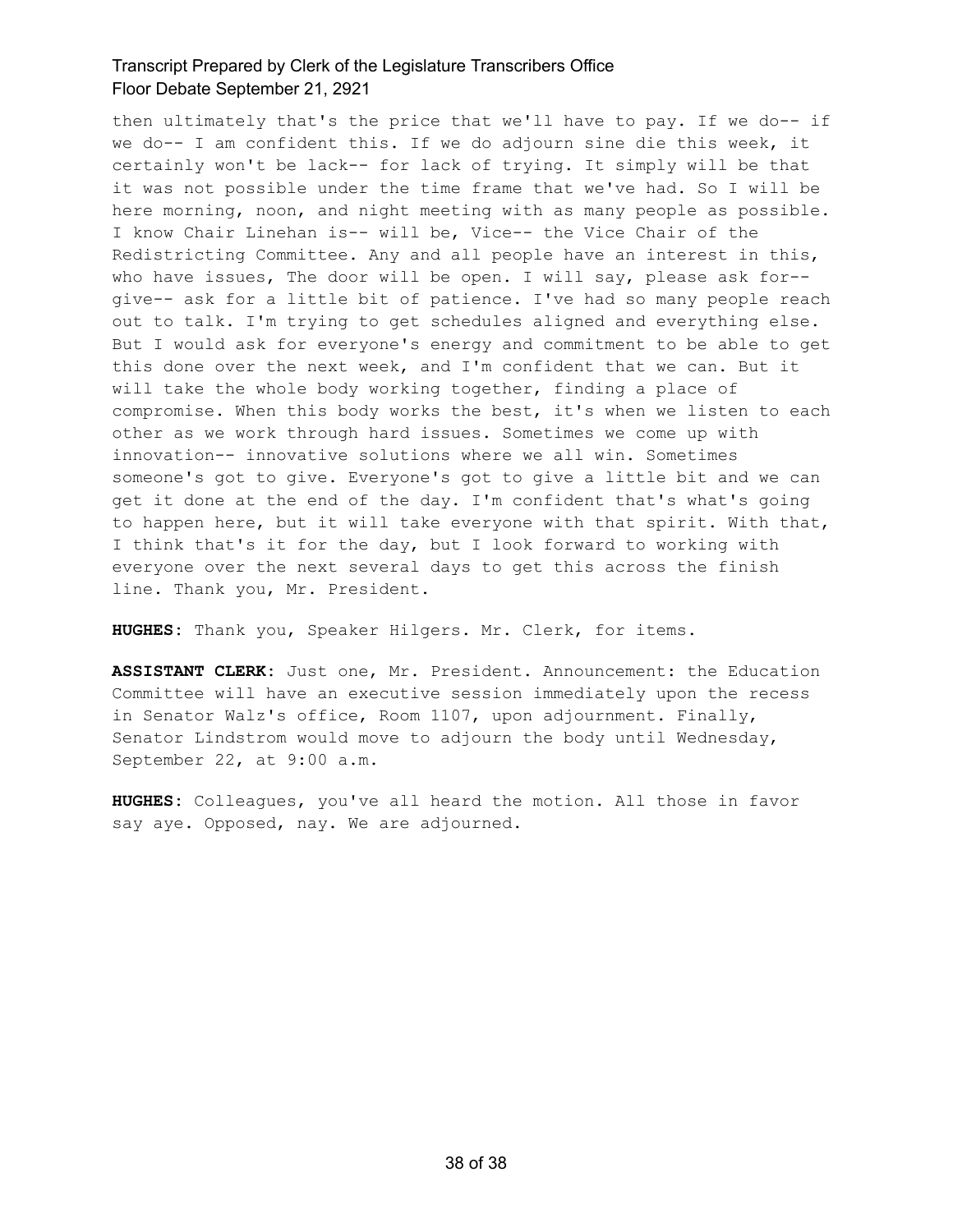then ultimately that's the price that we'll have to pay. If we do-- if we do-- I am confident this. If we do adjourn sine die this week, it certainly won't be lack-- for lack of trying. It simply will be that it was not possible under the time frame that we've had. So I will be here morning, noon, and night meeting with as many people as possible. I know Chair Linehan is-- will be, Vice-- the Vice Chair of the Redistricting Committee. Any and all people have an interest in this, who have issues, The door will be open. I will say, please ask for-- give-- ask for a little bit of patience. I've had so many people reach out to talk. I'm trying to get schedules aligned and everything else. But I would ask for everyone's energy and commitment to be able to get this done over the next week, and I'm confident that we can. But it will take the whole body working together, finding a place of compromise. When this body works the best, it's when we listen to each other as we work through hard issues. Sometimes we come up with innovation-- innovative solutions where we all win. Sometimes someone's got to give. Everyone's got to give a little bit and we can get it done at the end of the day. I'm confident that's what's going to happen here, but it will take everyone with that spirit. With that, I think that's it for the day, but I look forward to working with everyone over the next several days to get this across the finish line. Thank you, Mr. President.

**HUGHES**: Thank you, Speaker Hilgers. Mr. Clerk, for items.

**ASSISTANT CLERK**: Just one, Mr. President. Announcement: the Education Committee will have an executive session immediately upon the recess in Senator Walz's office, Room 1107, upon adjournment. Finally, Senator Lindstrom would move to adjourn the body until Wednesday, September 22, at 9:00 a.m.

**HUGHES**: Colleagues, you've all heard the motion. All those in favor say aye. Opposed, nay. We are adjourned.